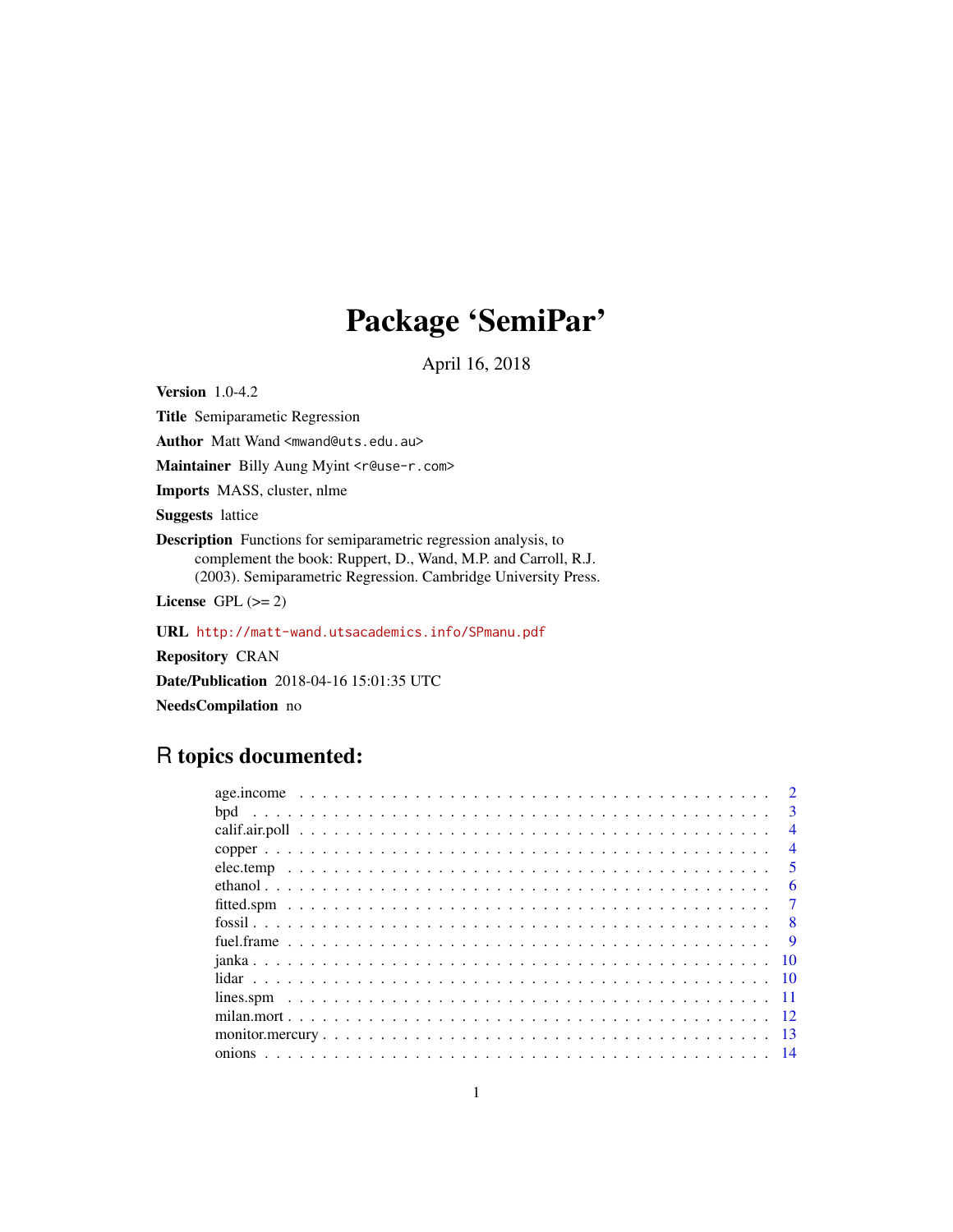# Package 'SemiPar'

April 16, 2018

**Version** 1.0-4.2

**Title** Semiparametric Regression

**Author** Matt Wand <mwand@uts.edu.au>

**Maintainer** Billy Aung Myint <r@use-r.com>

**Imports** MASS, cluster, nlme

**Suggests** lattice

**Description** Functions for semiparametric regression analysis, to complement the book: Ruppert, D., Wand, M.P. and Carroll, R.J. (2003). Semiparametric Regression. Cambridge University Press.

**License** GPL (>= 2)

**URL** http://matt-wand.utsacademics.info/SPmanu.pdf

**Repository** CRAN

**Date/Publication** 2018-04-16 15:01:35 UTC

**NeedsCompilation** no

## R topics documented:

- age.income . . . . . 2
- bpd . . . . . 3
- calif.air.poll . . . . . 4
- copper . . . . . 4
- elec.temp . . . . . 5
- ethanol . . . . . 6
- fitted.spm . . . . . 7
- fossil . . . . . 8
- fuel.frame . . . . . 9
- janka . . . . . 10
- lidar . . . . . 10
- lines.spm . . . . . 11
- milan.mort . . . . . 12
- monitor.mercury . . . . . 13
- onions . . . . . 14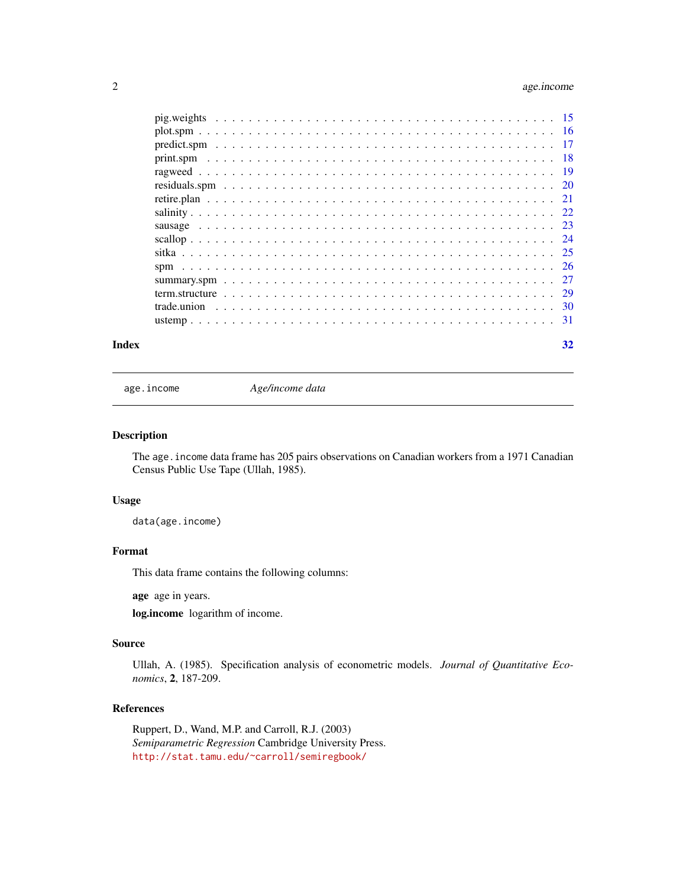| | |
|---|---|
| pig.weights | 15 |
| plot.spm | 16 |
| predict.spm | 17 |
| print.spm | 18 |
| ragweed | 19 |
| residuals.spm | 20 |
| retire.plan | 21 |
| salinity | 22 |
| sausage | 23 |
| scallop | 24 |
| sitka | 25 |
| spm | 26 |
| summary.spm | 27 |
| term.structure | 29 |
| trade.union | 30 |
| ustemp | 31 |

**Index** **32**

---

`age.income` *Age/income data*

---

## Description

The `age.income` data frame has 205 pairs observations on Canadian workers from a 1971 Canadian Census Public Use Tape (Ullah, 1985).

## Usage

```
data(age.income)
```

## Format

This data frame contains the following columns:

**age** age in years.

**log.income** logarithm of income.

## Source

Ullah, A. (1985). Specification analysis of econometric models. *Journal of Quantitative Economics*, **2**, 187-209.

## References

Ruppert, D., Wand, M.P. and Carroll, R.J. (2003)
*Semiparametric Regression* Cambridge University Press.
http://stat.tamu.edu/~carroll/semiregbook/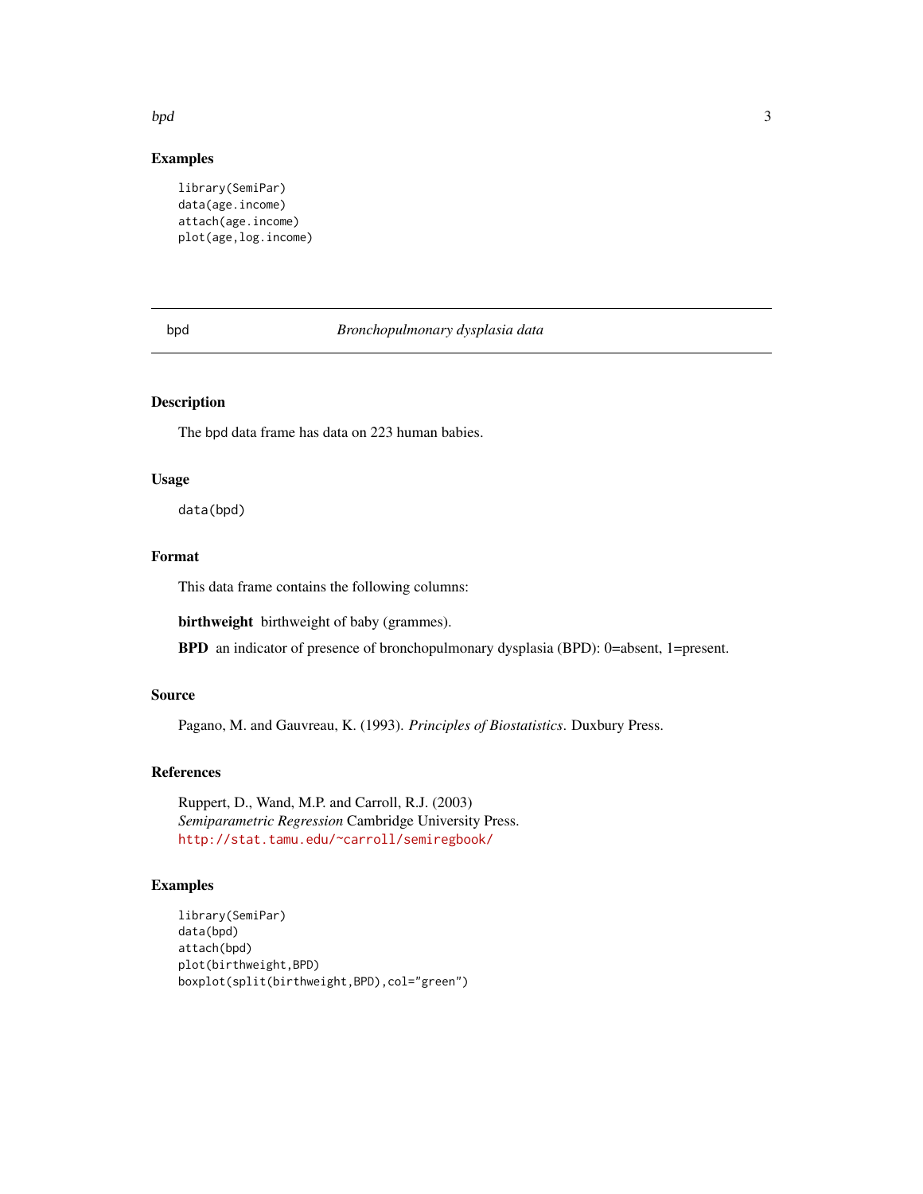## Examples

```
library(SemiPar)
data(age.income)
attach(age.income)
plot(age,log.income)
```

---

# bpd — *Bronchopulmonary dysplasia data*

## Description

The bpd data frame has data on 223 human babies.

## Usage

```
data(bpd)
```

## Format

This data frame contains the following columns:

**birthweight** birthweight of baby (grammes).

**BPD** an indicator of presence of bronchopulmonary dysplasia (BPD): 0=absent, 1=present.

## Source

Pagano, M. and Gauvreau, K. (1993). *Principles of Biostatistics*. Duxbury Press.

## References

Ruppert, D., Wand, M.P. and Carroll, R.J. (2003)
*Semiparametric Regression* Cambridge University Press.
http://stat.tamu.edu/~carroll/semiregbook/

## Examples

```
library(SemiPar)
data(bpd)
attach(bpd)
plot(birthweight,BPD)
boxplot(split(birthweight,BPD),col="green")
```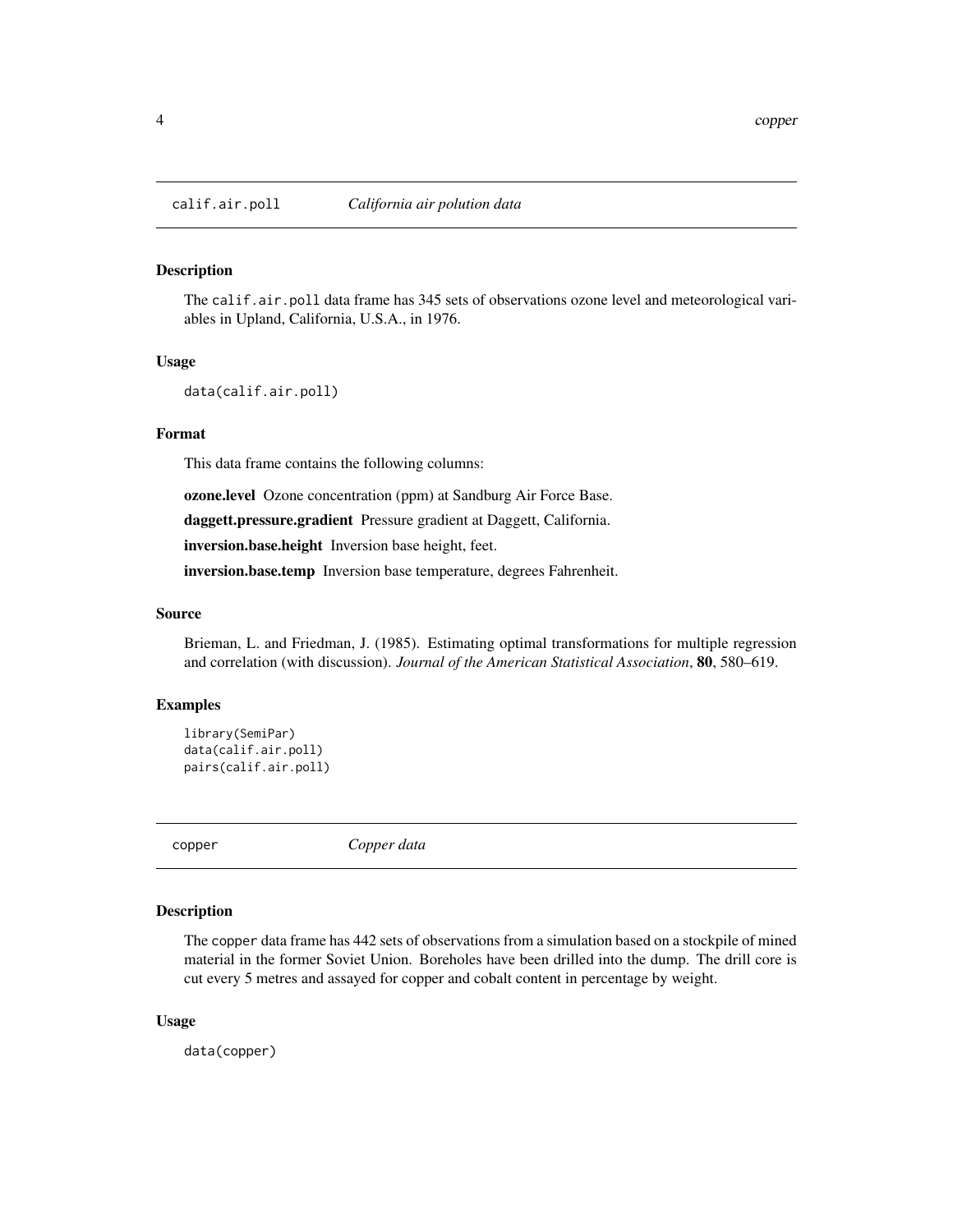## calif.air.poll — *California air polution data*

### Description

The calif.air.poll data frame has 345 sets of observations ozone level and meteorological variables in Upland, California, U.S.A., in 1976.

### Usage

```
data(calif.air.poll)
```

### Format

This data frame contains the following columns:

**ozone.level** Ozone concentration (ppm) at Sandburg Air Force Base.

**daggett.pressure.gradient** Pressure gradient at Daggett, California.

**inversion.base.height** Inversion base height, feet.

**inversion.base.temp** Inversion base temperature, degrees Fahrenheit.

### Source

Brieman, L. and Friedman, J. (1985). Estimating optimal transformations for multiple regression and correlation (with discussion). *Journal of the American Statistical Association*, **80**, 580–619.

### Examples

```
library(SemiPar)
data(calif.air.poll)
pairs(calif.air.poll)
```

## copper — *Copper data*

### Description

The copper data frame has 442 sets of observations from a simulation based on a stockpile of mined material in the former Soviet Union. Boreholes have been drilled into the dump. The drill core is cut every 5 metres and assayed for copper and cobalt content in percentage by weight.

### Usage

```
data(copper)
```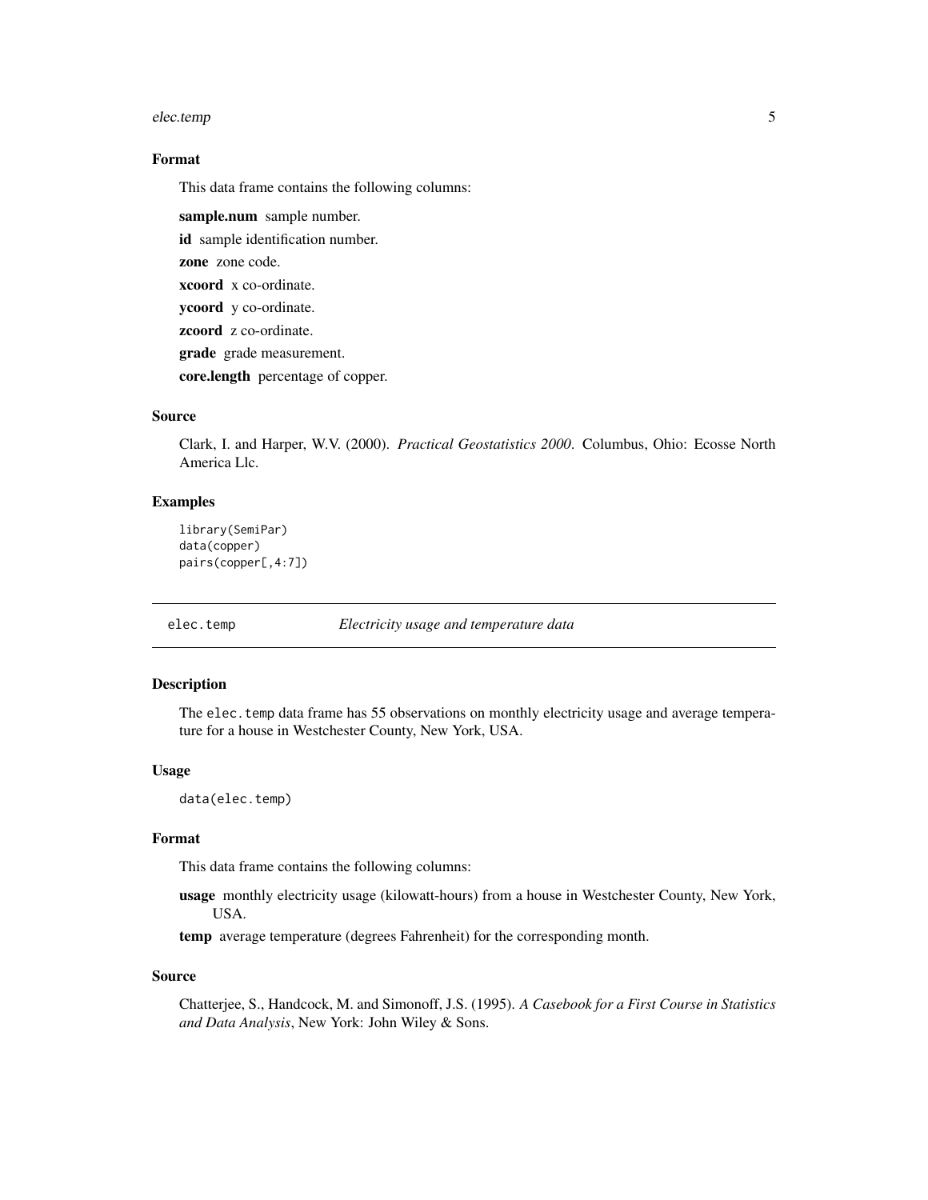### Format

This data frame contains the following columns:

**sample.num** sample number.

**id** sample identification number.

**zone** zone code.

**xcoord** x co-ordinate.

**ycoord** y co-ordinate.

**zcoord** z co-ordinate.

**grade** grade measurement.

**core.length** percentage of copper.

### Source

Clark, I. and Harper, W.V. (2000). *Practical Geostatistics 2000*. Columbus, Ohio: Ecosse North America Llc.

### Examples

```
library(SemiPar)
data(copper)
pairs(copper[,4:7])
```

---

## elec.temp — *Electricity usage and temperature data*

### Description

The `elec.temp` data frame has 55 observations on monthly electricity usage and average temperature for a house in Westchester County, New York, USA.

### Usage

```
data(elec.temp)
```

### Format

This data frame contains the following columns:

**usage** monthly electricity usage (kilowatt-hours) from a house in Westchester County, New York, USA.

**temp** average temperature (degrees Fahrenheit) for the corresponding month.

### Source

Chatterjee, S., Handcock, M. and Simonoff, J.S. (1995). *A Casebook for a First Course in Statistics and Data Analysis*, New York: John Wiley & Sons.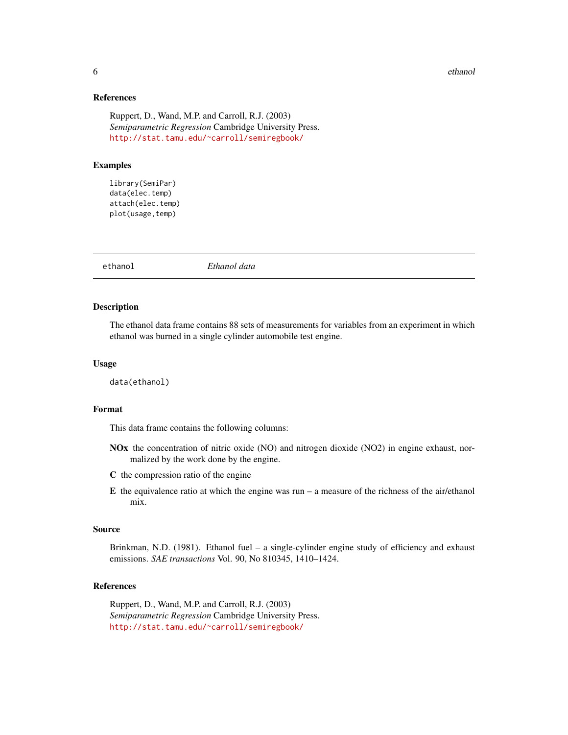### References

Ruppert, D., Wand, M.P. and Carroll, R.J. (2003)
*Semiparametric Regression* Cambridge University Press.
http://stat.tamu.edu/~carroll/semiregbook/

### Examples

```
library(SemiPar)
data(elec.temp)
attach(elec.temp)
plot(usage,temp)
```

---

## ethanol *Ethanol data*

---

### Description

The ethanol data frame contains 88 sets of measurements for variables from an experiment in which ethanol was burned in a single cylinder automobile test engine.

### Usage

```
data(ethanol)
```

### Format

This data frame contains the following columns:

**NOx** the concentration of nitric oxide (NO) and nitrogen dioxide (NO2) in engine exhaust, normalized by the work done by the engine.

**C** the compression ratio of the engine

**E** the equivalence ratio at which the engine was run – a measure of the richness of the air/ethanol mix.

### Source

Brinkman, N.D. (1981). Ethanol fuel – a single-cylinder engine study of efficiency and exhaust emissions. *SAE transactions* Vol. 90, No 810345, 1410–1424.

### References

Ruppert, D., Wand, M.P. and Carroll, R.J. (2003)
*Semiparametric Regression* Cambridge University Press.
http://stat.tamu.edu/~carroll/semiregbook/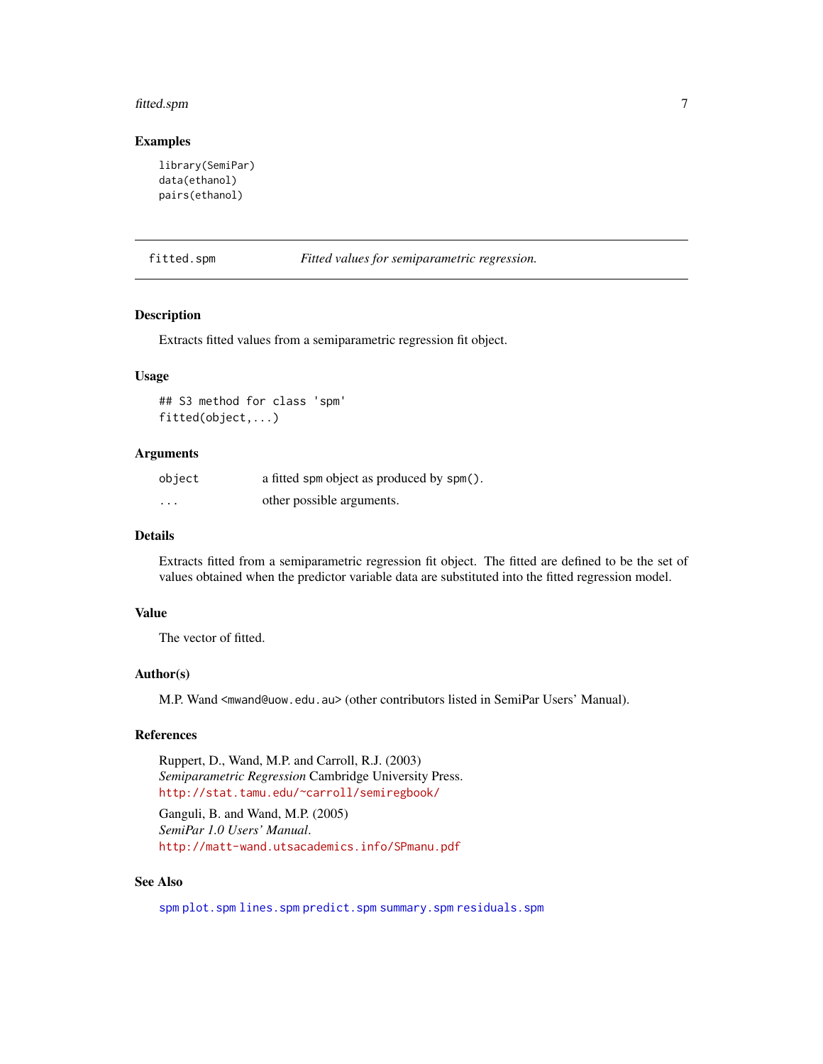### Examples

```
library(SemiPar)
data(ethanol)
pairs(ethanol)
```

---

## fitted.spm — *Fitted values for semiparametric regression.*

---

### Description

Extracts fitted values from a semiparametric regression fit object.

### Usage

```
## S3 method for class 'spm'
fitted(object,...)
```

### Arguments

| | |
|---|---|
| `object` | a fitted `spm` object as produced by `spm()`. |
| `...` | other possible arguments. |

### Details

Extracts fitted from a semiparametric regression fit object. The fitted are defined to be the set of values obtained when the predictor variable data are substituted into the fitted regression model.

### Value

The vector of fitted.

### Author(s)

M.P. Wand <`mwand@uow.edu.au`> (other contributors listed in SemiPar Users' Manual).

### References

Ruppert, D., Wand, M.P. and Carroll, R.J. (2003)
*Semiparametric Regression* Cambridge University Press.
http://stat.tamu.edu/~carroll/semiregbook/

Ganguli, B. and Wand, M.P. (2005)
*SemiPar 1.0 Users' Manual*.
http://matt-wand.utsacademics.info/SPmanu.pdf

### See Also

`spm` `plot.spm` `lines.spm` `predict.spm` `summary.spm` `residuals.spm`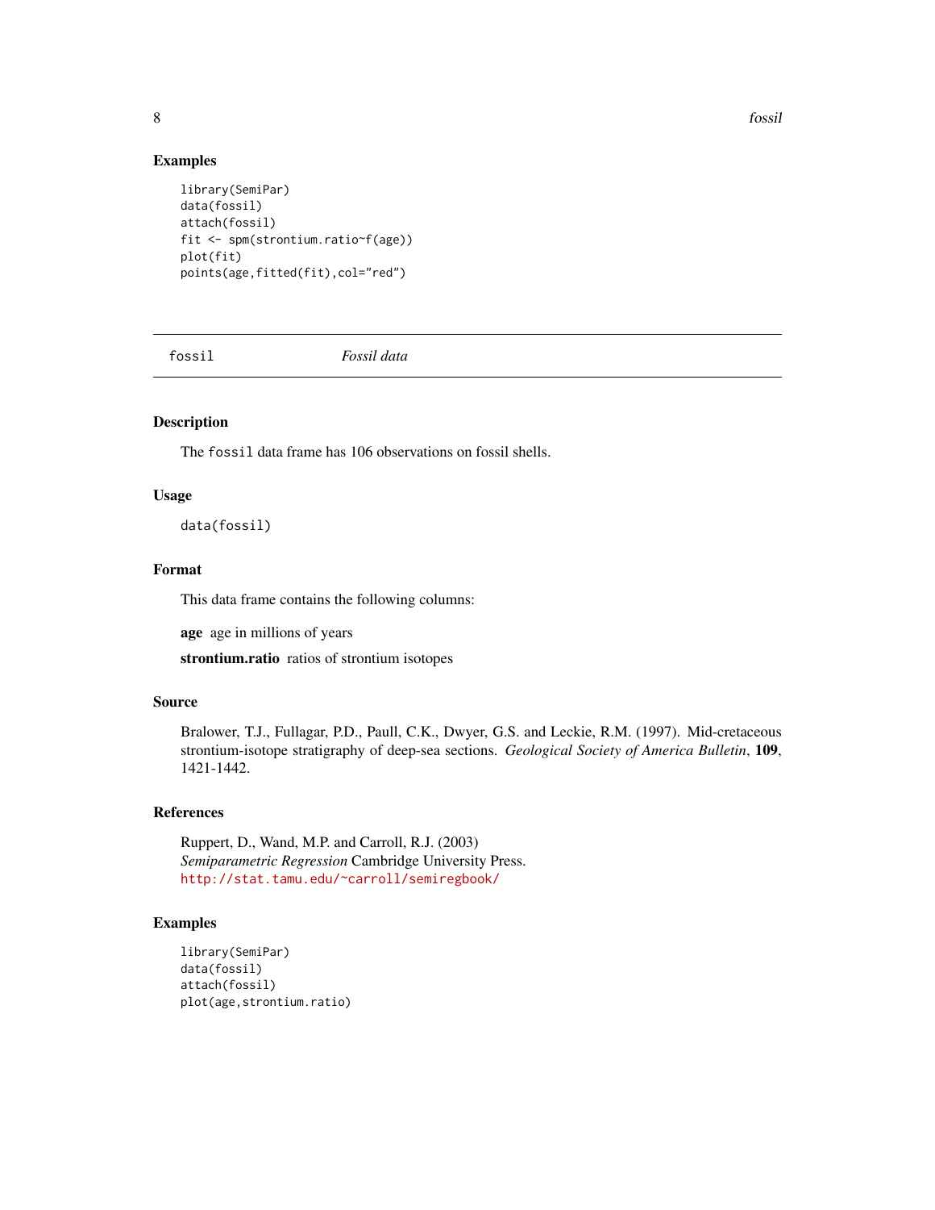## Examples

```
library(SemiPar)
data(fossil)
attach(fossil)
fit <- spm(strontium.ratio~f(age))
plot(fit)
points(age,fitted(fit),col="red")
```

---

`fossil` *Fossil data*

---

## Description

The `fossil` data frame has 106 observations on fossil shells.

## Usage

```
data(fossil)
```

## Format

This data frame contains the following columns:

**age** age in millions of years

**strontium.ratio** ratios of strontium isotopes

## Source

Bralower, T.J., Fullagar, P.D., Paull, C.K., Dwyer, G.S. and Leckie, R.M. (1997). Mid-cretaceous strontium-isotope stratigraphy of deep-sea sections. *Geological Society of America Bulletin*, **109**, 1421-1442.

## References

Ruppert, D., Wand, M.P. and Carroll, R.J. (2003)
*Semiparametric Regression* Cambridge University Press.
http://stat.tamu.edu/~carroll/semiregbook/

## Examples

```
library(SemiPar)
data(fossil)
attach(fossil)
plot(age,strontium.ratio)
```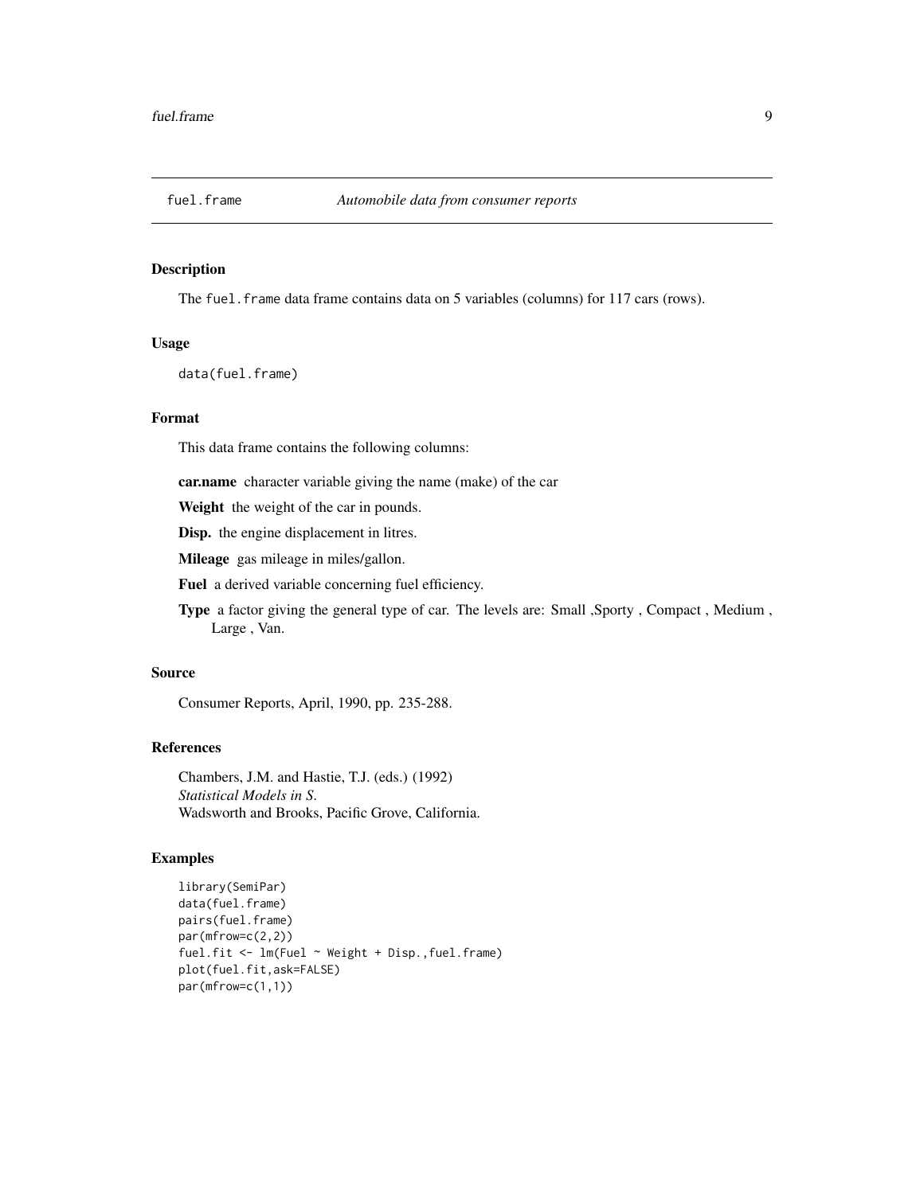## fuel.frame *Automobile data from consumer reports*

### Description

The `fuel.frame` data frame contains data on 5 variables (columns) for 117 cars (rows).

### Usage

```
data(fuel.frame)
```

### Format

This data frame contains the following columns:

**car.name** character variable giving the name (make) of the car

**Weight** the weight of the car in pounds.

**Disp.** the engine displacement in litres.

**Mileage** gas mileage in miles/gallon.

**Fuel** a derived variable concerning fuel efficiency.

**Type** a factor giving the general type of car. The levels are: Small ,Sporty , Compact , Medium , Large , Van.

### Source

Consumer Reports, April, 1990, pp. 235-288.

### References

Chambers, J.M. and Hastie, T.J. (eds.) (1992)
*Statistical Models in S.*
Wadsworth and Brooks, Pacific Grove, California.

### Examples

```
library(SemiPar)
data(fuel.frame)
pairs(fuel.frame)
par(mfrow=c(2,2))
fuel.fit <- lm(Fuel ~ Weight + Disp.,fuel.frame)
plot(fuel.fit,ask=FALSE)
par(mfrow=c(1,1))
```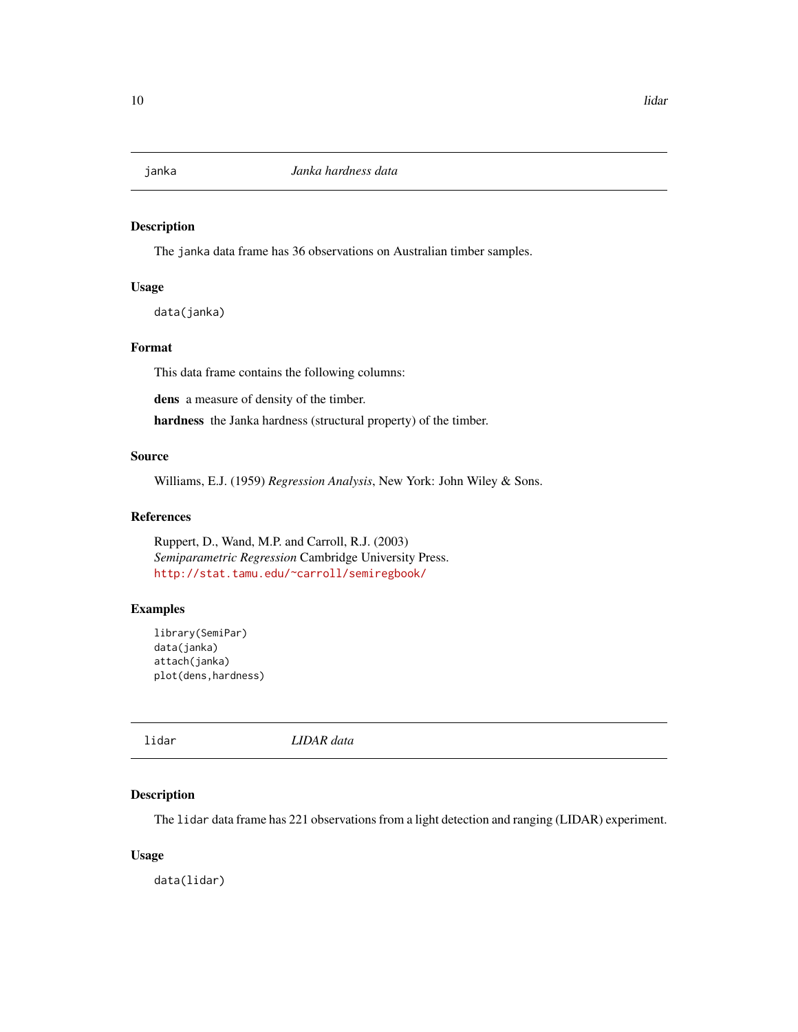## janka *Janka hardness data*

### Description

The janka data frame has 36 observations on Australian timber samples.

### Usage

```
data(janka)
```

### Format

This data frame contains the following columns:

**dens** a measure of density of the timber.

**hardness** the Janka hardness (structural property) of the timber.

### Source

Williams, E.J. (1959) *Regression Analysis*, New York: John Wiley & Sons.

### References

Ruppert, D., Wand, M.P. and Carroll, R.J. (2003)
*Semiparametric Regression* Cambridge University Press.
http://stat.tamu.edu/~carroll/semiregbook/

### Examples

```
library(SemiPar)
data(janka)
attach(janka)
plot(dens,hardness)
```

## lidar *LIDAR data*

### Description

The lidar data frame has 221 observations from a light detection and ranging (LIDAR) experiment.

### Usage

```
data(lidar)
```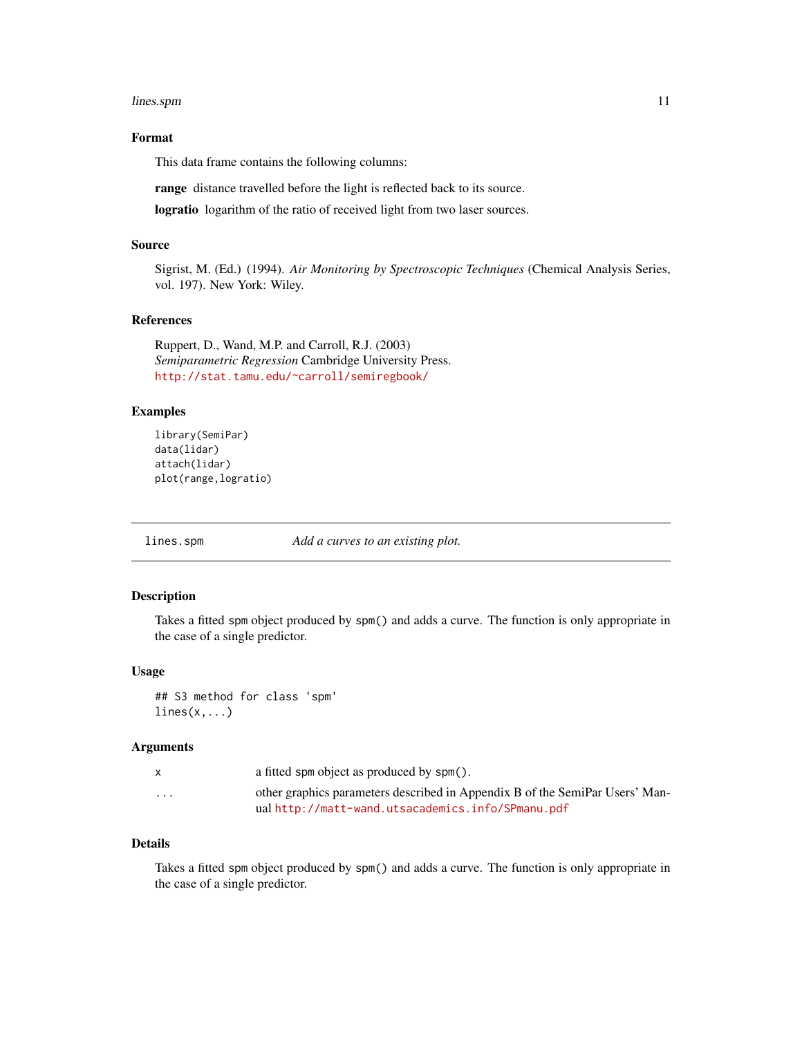### Format

This data frame contains the following columns:

**range** distance travelled before the light is reflected back to its source.

**logratio** logarithm of the ratio of received light from two laser sources.

### Source

Sigrist, M. (Ed.) (1994). *Air Monitoring by Spectroscopic Techniques* (Chemical Analysis Series, vol. 197). New York: Wiley.

### References

Ruppert, D., Wand, M.P. and Carroll, R.J. (2003)
*Semiparametric Regression* Cambridge University Press.
http://stat.tamu.edu/~carroll/semiregbook/

### Examples

```
library(SemiPar)
data(lidar)
attach(lidar)
plot(range,logratio)
```

---

## lines.spm *Add a curves to an existing plot.*

---

### Description

Takes a fitted spm object produced by spm() and adds a curve. The function is only appropriate in the case of a single predictor.

### Usage

```
## S3 method for class 'spm'
lines(x,...)
```

### Arguments

| | |
|---|---|
| x | a fitted spm object as produced by spm(). |
| ... | other graphics parameters described in Appendix B of the SemiPar Users' Manual http://matt-wand.utsacademics.info/SPmanu.pdf |

### Details

Takes a fitted spm object produced by spm() and adds a curve. The function is only appropriate in the case of a single predictor.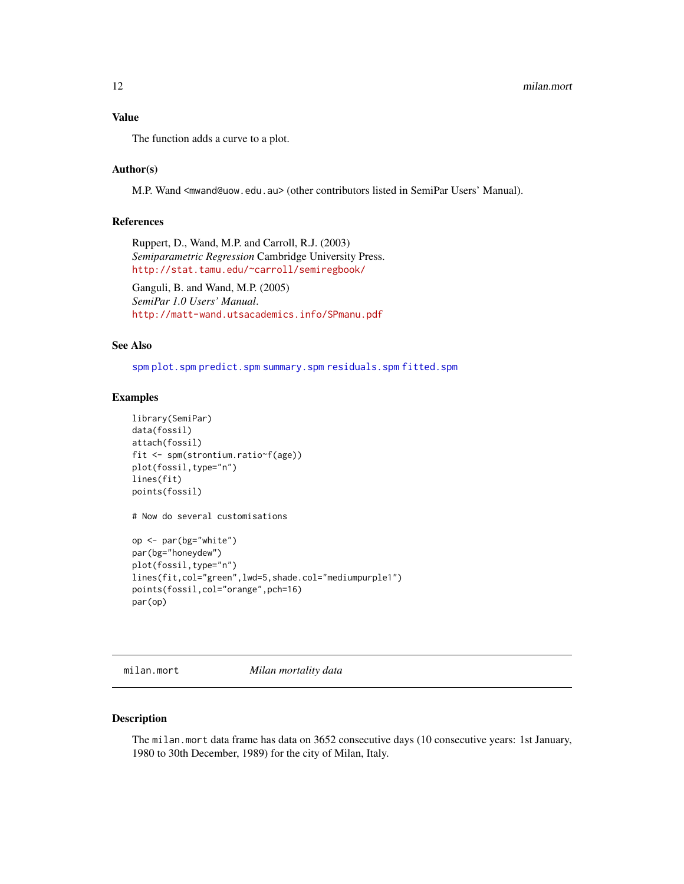### Value

The function adds a curve to a plot.

### Author(s)

M.P. Wand <mwand@uow.edu.au> (other contributors listed in SemiPar Users' Manual).

### References

Ruppert, D., Wand, M.P. and Carroll, R.J. (2003)
*Semiparametric Regression* Cambridge University Press.
http://stat.tamu.edu/~carroll/semiregbook/

Ganguli, B. and Wand, M.P. (2005)
*SemiPar 1.0 Users' Manual*.
http://matt-wand.utsacademics.info/SPmanu.pdf

### See Also

spm plot.spm predict.spm summary.spm residuals.spm fitted.spm

### Examples

```
library(SemiPar)
data(fossil)
attach(fossil)
fit <- spm(strontium.ratio~f(age))
plot(fossil,type="n")
lines(fit)
points(fossil)

# Now do several customisations

op <- par(bg="white")
par(bg="honeydew")
plot(fossil,type="n")
lines(fit,col="green",lwd=5,shade.col="mediumpurple1")
points(fossil,col="orange",pch=16)
par(op)
```

---

## milan.mort *Milan mortality data*

### Description

The milan.mort data frame has data on 3652 consecutive days (10 consecutive years: 1st January, 1980 to 30th December, 1989) for the city of Milan, Italy.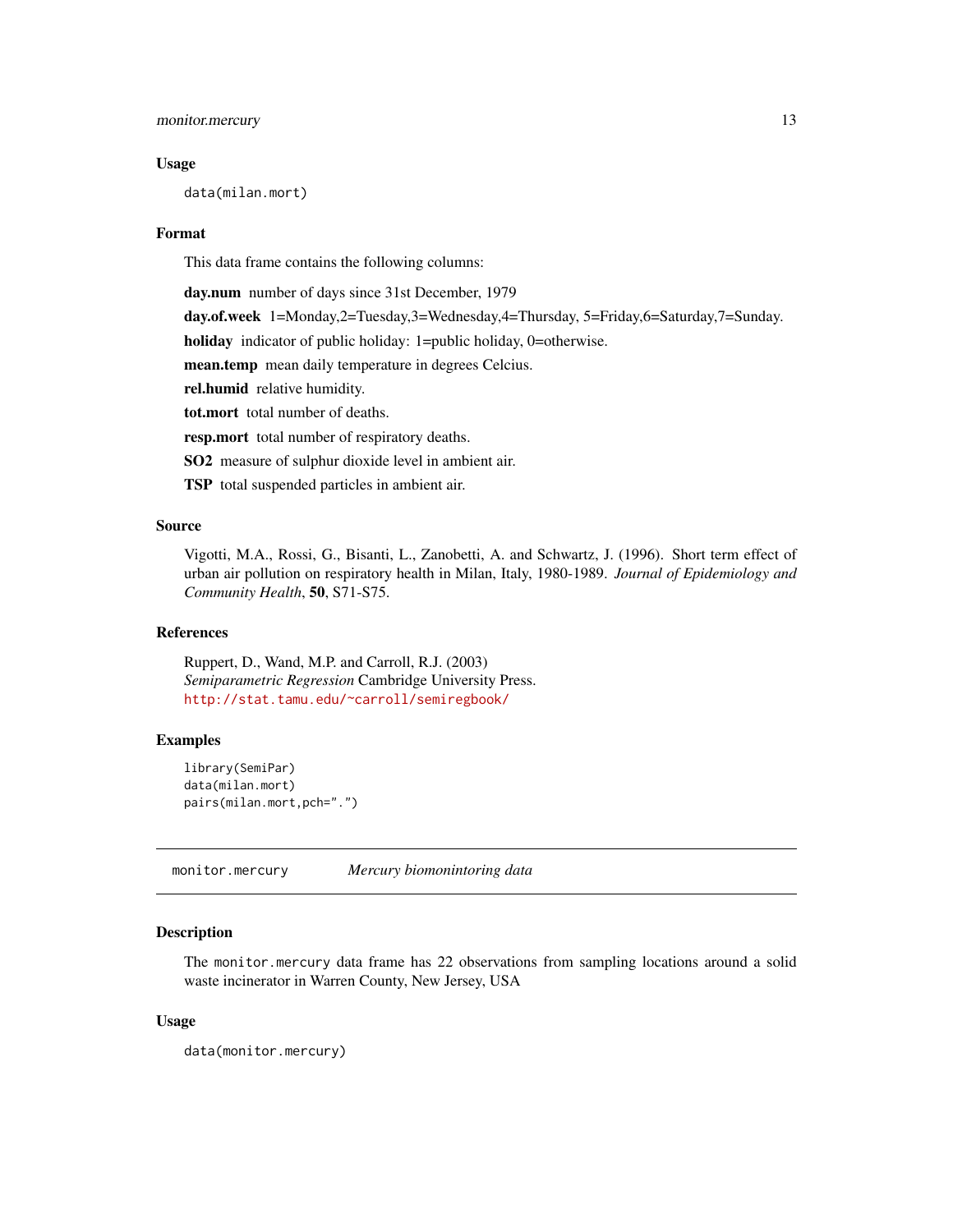### Usage

```
data(milan.mort)
```

### Format

This data frame contains the following columns:

**day.num** number of days since 31st December, 1979

**day.of.week** 1=Monday,2=Tuesday,3=Wednesday,4=Thursday, 5=Friday,6=Saturday,7=Sunday.

**holiday** indicator of public holiday: 1=public holiday, 0=otherwise.

**mean.temp** mean daily temperature in degrees Celcius.

**rel.humid** relative humidity.

**tot.mort** total number of deaths.

**resp.mort** total number of respiratory deaths.

**SO2** measure of sulphur dioxide level in ambient air.

**TSP** total suspended particles in ambient air.

### Source

Vigotti, M.A., Rossi, G., Bisanti, L., Zanobetti, A. and Schwartz, J. (1996). Short term effect of urban air pollution on respiratory health in Milan, Italy, 1980-1989. *Journal of Epidemiology and Community Health*, **50**, S71-S75.

### References

Ruppert, D., Wand, M.P. and Carroll, R.J. (2003)
*Semiparametric Regression* Cambridge University Press.
http://stat.tamu.edu/~carroll/semiregbook/

### Examples

```
library(SemiPar)
data(milan.mort)
pairs(milan.mort,pch=".")
```

---

## monitor.mercury *Mercury biomonintoring data*

### Description

The `monitor.mercury` data frame has 22 observations from sampling locations around a solid waste incinerator in Warren County, New Jersey, USA

### Usage

```
data(monitor.mercury)
```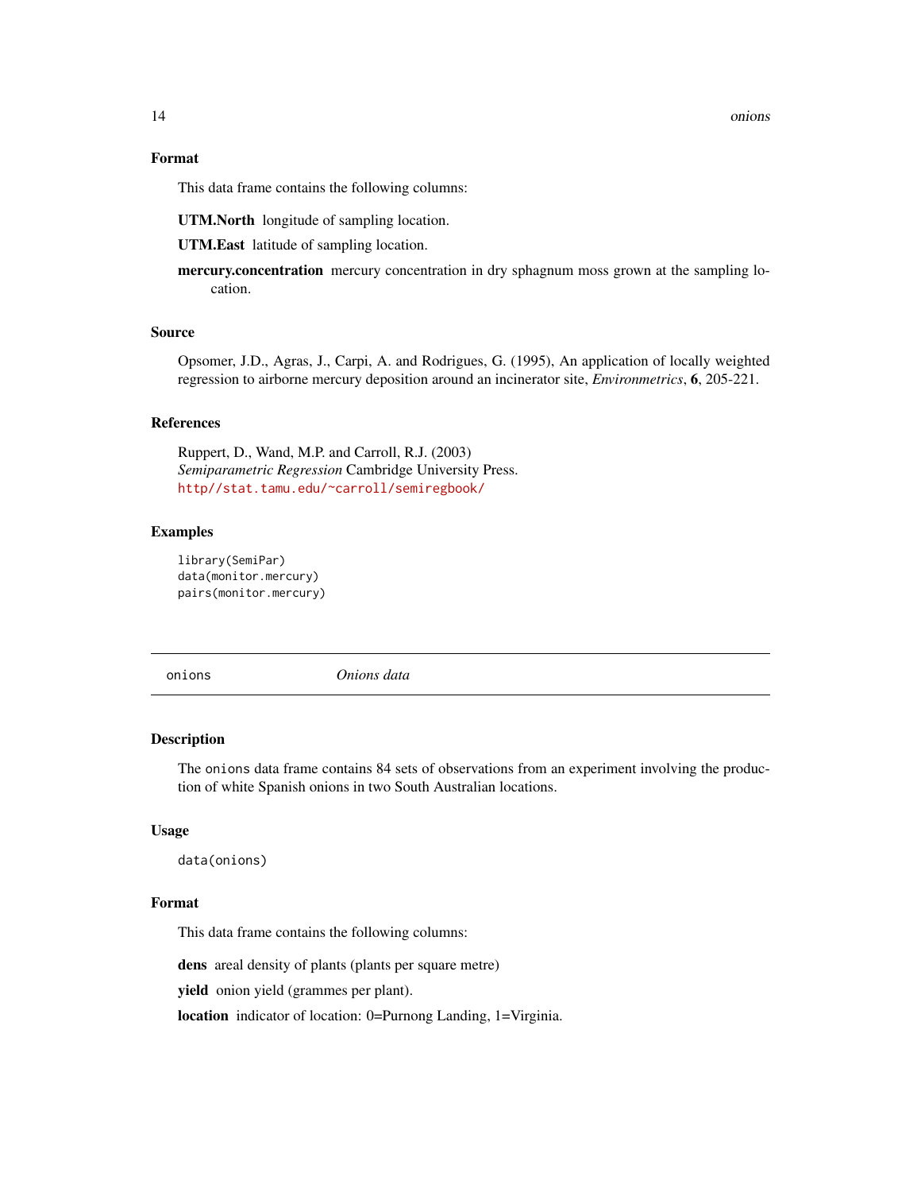### Format

This data frame contains the following columns:

**UTM.North** longitude of sampling location.

**UTM.East** latitude of sampling location.

**mercury.concentration** mercury concentration in dry sphagnum moss grown at the sampling location.

### Source

Opsomer, J.D., Agras, J., Carpi, A. and Rodrigues, G. (1995), An application of locally weighted regression to airborne mercury deposition around an incinerator site, *Environmetrics*, **6**, 205-221.

### References

Ruppert, D., Wand, M.P. and Carroll, R.J. (2003)
*Semiparametric Regression* Cambridge University Press.
http//stat.tamu.edu/~carroll/semiregbook/

### Examples

```
library(SemiPar)
data(monitor.mercury)
pairs(monitor.mercury)
```

---

## onions *Onions data*

---

### Description

The onions data frame contains 84 sets of observations from an experiment involving the production of white Spanish onions in two South Australian locations.

### Usage

```
data(onions)
```

### Format

This data frame contains the following columns:

**dens** areal density of plants (plants per square metre)

**yield** onion yield (grammes per plant).

**location** indicator of location: 0=Purnong Landing, 1=Virginia.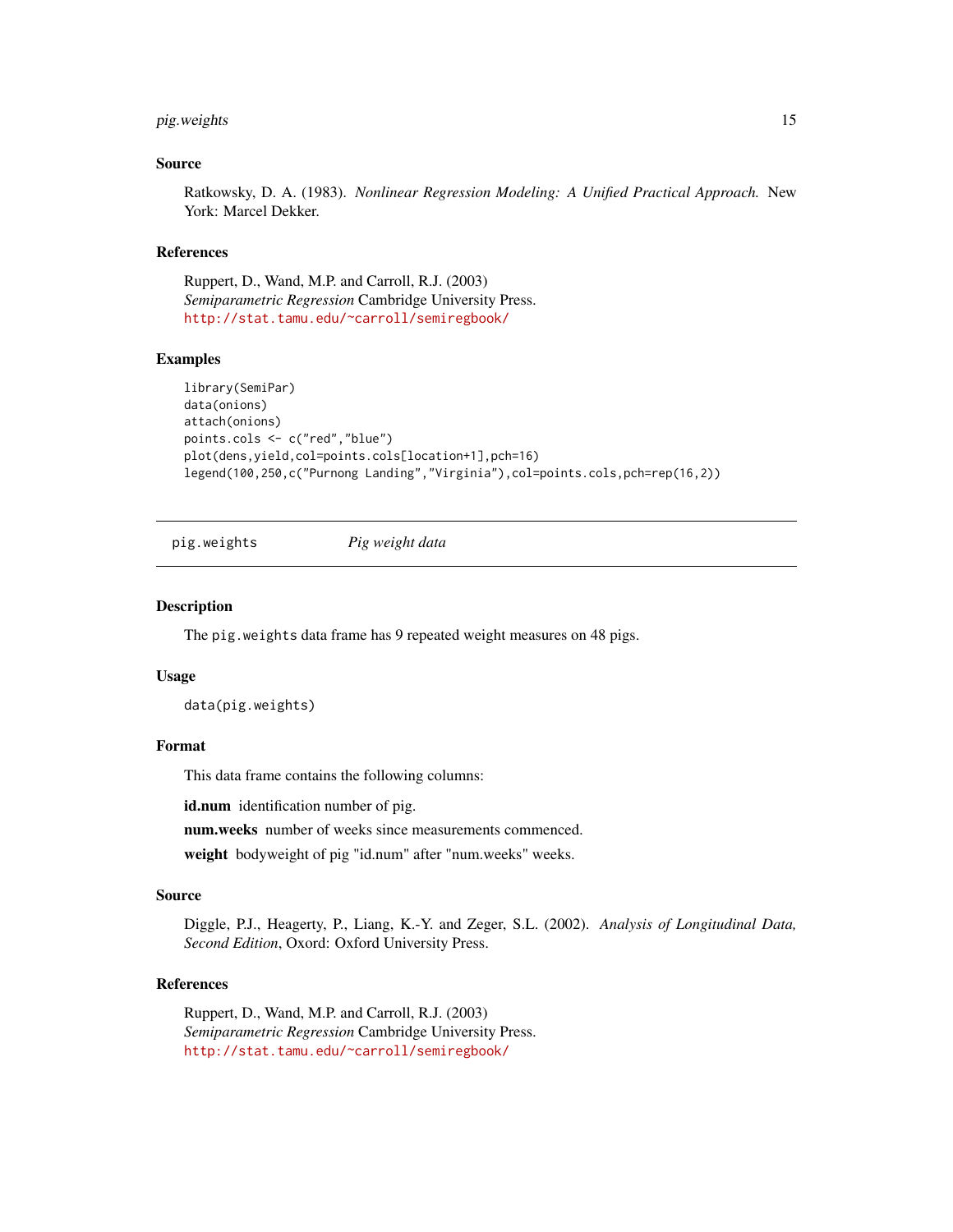### Source

Ratkowsky, D. A. (1983). *Nonlinear Regression Modeling: A Unified Practical Approach.* New York: Marcel Dekker.

### References

Ruppert, D., Wand, M.P. and Carroll, R.J. (2003)
*Semiparametric Regression* Cambridge University Press.
http://stat.tamu.edu/~carroll/semiregbook/

### Examples

```
library(SemiPar)
data(onions)
attach(onions)
points.cols <- c("red","blue")
plot(dens,yield,col=points.cols[location+1],pch=16)
legend(100,250,c("Purnong Landing","Virginia"),col=points.cols,pch=rep(16,2))
```

---

## pig.weights — *Pig weight data*

### Description

The `pig.weights` data frame has 9 repeated weight measures on 48 pigs.

### Usage

```
data(pig.weights)
```

### Format

This data frame contains the following columns:

**id.num** identification number of pig.

**num.weeks** number of weeks since measurements commenced.

**weight** bodyweight of pig "id.num" after "num.weeks" weeks.

### Source

Diggle, P.J., Heagerty, P., Liang, K.-Y. and Zeger, S.L. (2002). *Analysis of Longitudinal Data, Second Edition*, Oxord: Oxford University Press.

### References

Ruppert, D., Wand, M.P. and Carroll, R.J. (2003)
*Semiparametric Regression* Cambridge University Press.
http://stat.tamu.edu/~carroll/semiregbook/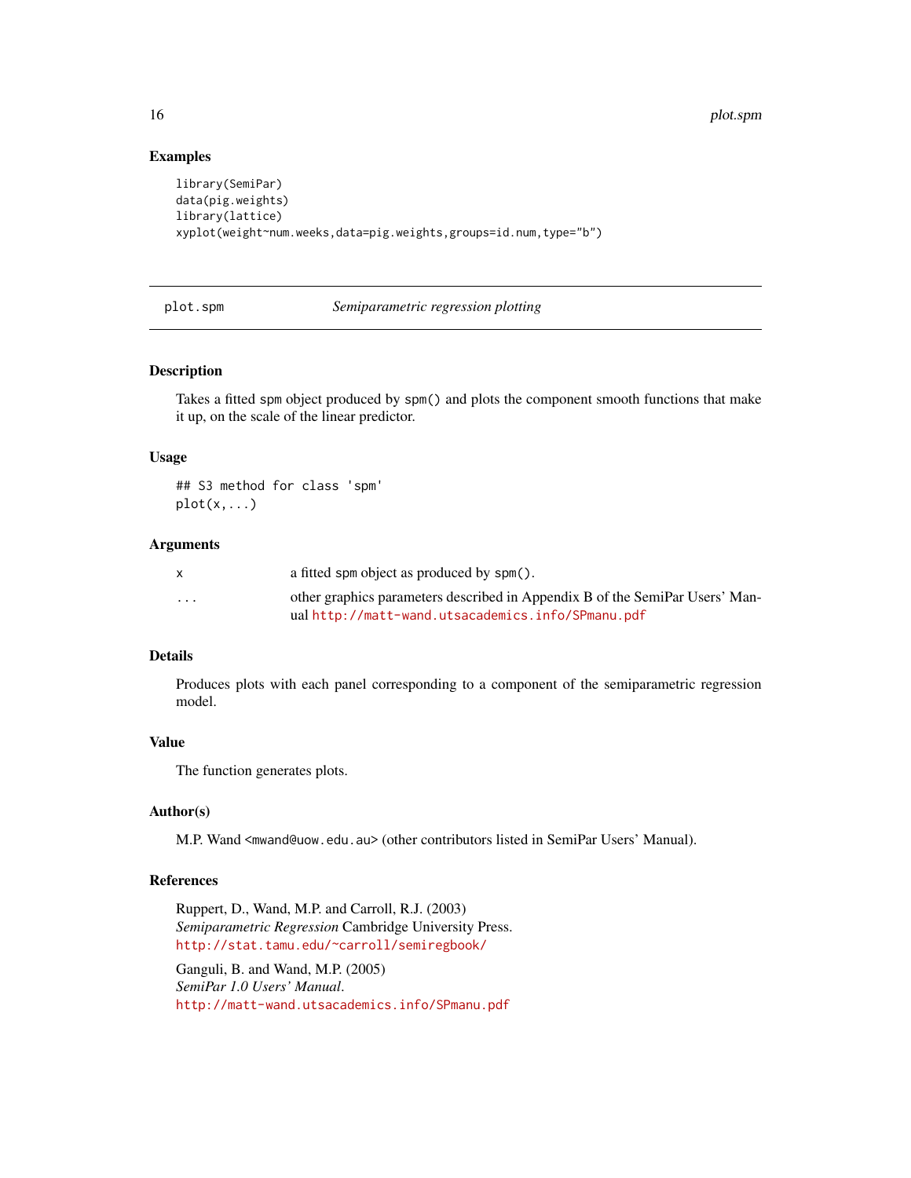### Examples

```
library(SemiPar)
data(pig.weights)
library(lattice)
xyplot(weight~num.weeks,data=pig.weights,groups=id.num,type="b")
```

---

## plot.spm *Semiparametric regression plotting*

---

### Description

Takes a fitted `spm` object produced by `spm()` and plots the component smooth functions that make it up, on the scale of the linear predictor.

### Usage

```
## S3 method for class 'spm'
plot(x,...)
```

### Arguments

| | |
|---|---|
| `x` | a fitted `spm` object as produced by `spm()`. |
| `...` | other graphics parameters described in Appendix B of the SemiPar Users' Manual http://matt-wand.utsacademics.info/SPmanu.pdf |

### Details

Produces plots with each panel corresponding to a component of the semiparametric regression model.

### Value

The function generates plots.

### Author(s)

M.P. Wand <mwand@uow.edu.au> (other contributors listed in SemiPar Users' Manual).

### References

Ruppert, D., Wand, M.P. and Carroll, R.J. (2003)
*Semiparametric Regression* Cambridge University Press.
http://stat.tamu.edu/~carroll/semiregbook/

Ganguli, B. and Wand, M.P. (2005)
*SemiPar 1.0 Users' Manual*.
http://matt-wand.utsacademics.info/SPmanu.pdf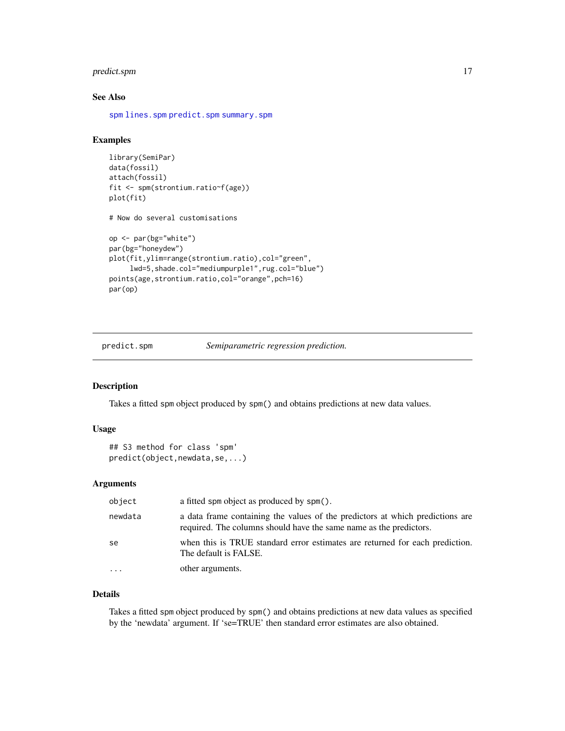## See Also

spm lines.spm predict.spm summary.spm

## Examples

```
library(SemiPar)
data(fossil)
attach(fossil)
fit <- spm(strontium.ratio~f(age))
plot(fit)

# Now do several customisations

op <- par(bg="white")
par(bg="honeydew")
plot(fit,ylim=range(strontium.ratio),col="green",
     lwd=5,shade.col="mediumpurple1",rug.col="blue")
points(age,strontium.ratio,col="orange",pch=16)
par(op)
```

---

# predict.spm *Semiparametric regression prediction.*

---

## Description

Takes a fitted spm object produced by spm() and obtains predictions at new data values.

## Usage

```
## S3 method for class 'spm'
predict(object,newdata,se,...)
```

## Arguments

| | |
|---|---|
| object | a fitted spm object as produced by spm(). |
| newdata | a data frame containing the values of the predictors at which predictions are required. The columns should have the same name as the predictors. |
| se | when this is TRUE standard error estimates are returned for each prediction. The default is FALSE. |
| ... | other arguments. |

## Details

Takes a fitted spm object produced by spm() and obtains predictions at new data values as specified by the 'newdata' argument. If 'se=TRUE' then standard error estimates are also obtained.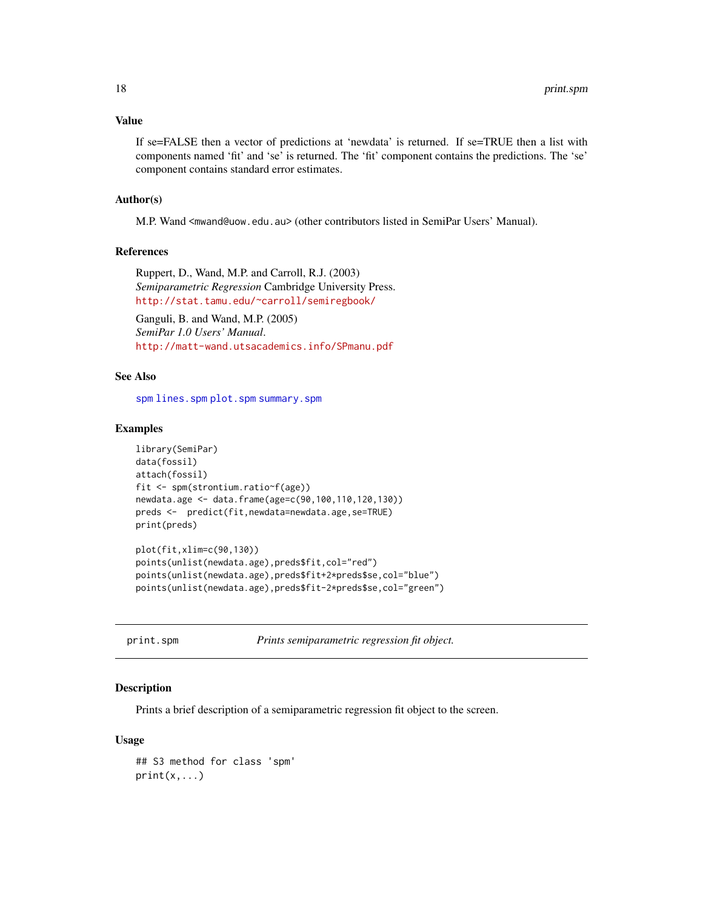### Value

If se=FALSE then a vector of predictions at 'newdata' is returned. If se=TRUE then a list with components named 'fit' and 'se' is returned. The 'fit' component contains the predictions. The 'se' component contains standard error estimates.

### Author(s)

M.P. Wand <mwand@uow.edu.au> (other contributors listed in SemiPar Users' Manual).

### References

Ruppert, D., Wand, M.P. and Carroll, R.J. (2003)
*Semiparametric Regression* Cambridge University Press.
http://stat.tamu.edu/~carroll/semiregbook/

Ganguli, B. and Wand, M.P. (2005)
*SemiPar 1.0 Users' Manual*.
http://matt-wand.utsacademics.info/SPmanu.pdf

### See Also

spm lines.spm plot.spm summary.spm

### Examples

```
library(SemiPar)
data(fossil)
attach(fossil)
fit <- spm(strontium.ratio~f(age))
newdata.age <- data.frame(age=c(90,100,110,120,130))
preds <-  predict(fit,newdata=newdata.age,se=TRUE)
print(preds)

plot(fit,xlim=c(90,130))
points(unlist(newdata.age),preds$fit,col="red")
points(unlist(newdata.age),preds$fit+2*preds$se,col="blue")
points(unlist(newdata.age),preds$fit-2*preds$se,col="green")
```

---

## print.spm — *Prints semiparametric regression fit object.*

### Description

Prints a brief description of a semiparametric regression fit object to the screen.

### Usage

```
## S3 method for class 'spm'
print(x,...)
```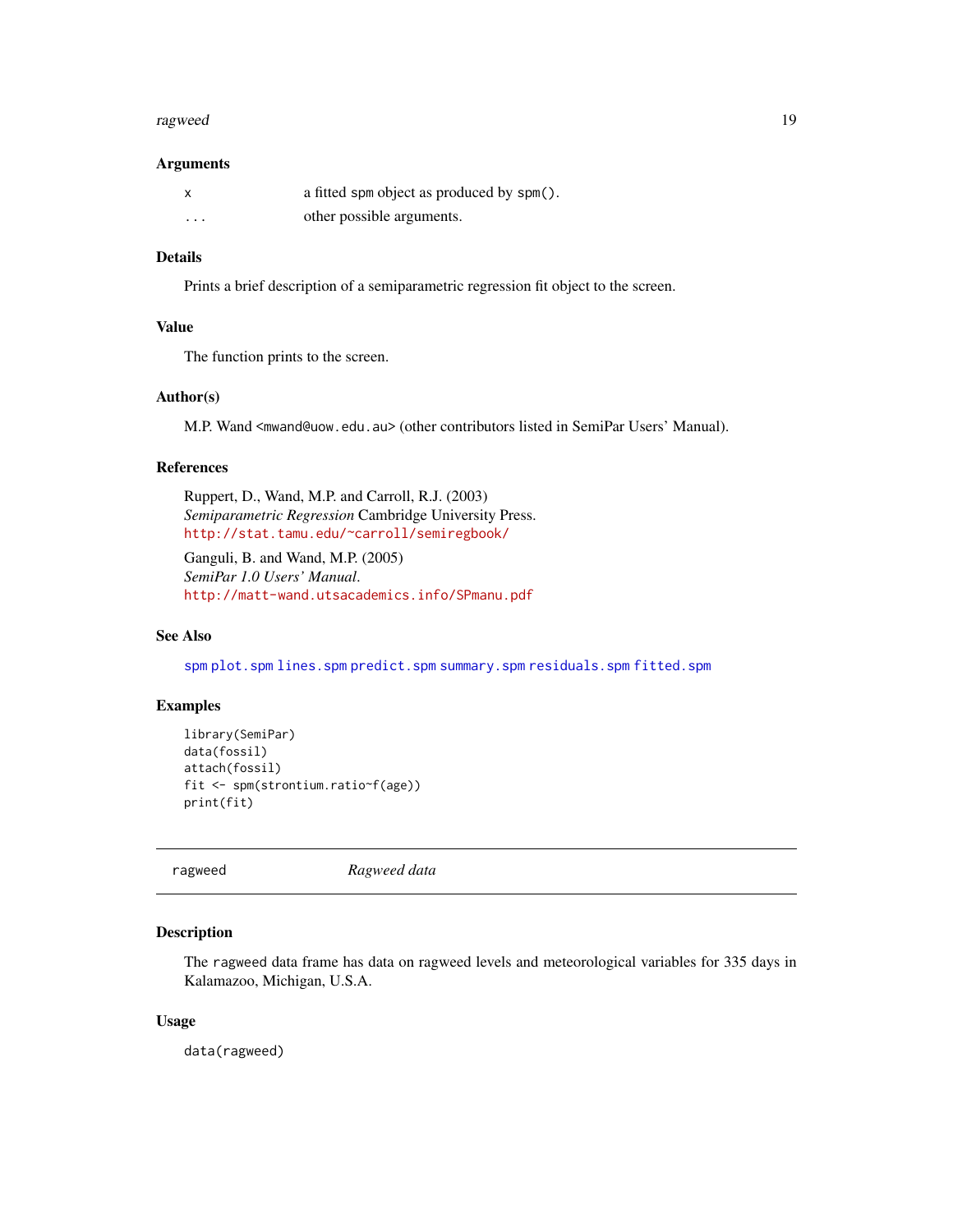### Arguments

| | |
|---|---|
| x | a fitted spm object as produced by spm(). |
| ... | other possible arguments. |

### Details

Prints a brief description of a semiparametric regression fit object to the screen.

### Value

The function prints to the screen.

### Author(s)

M.P. Wand <mwand@uow.edu.au> (other contributors listed in SemiPar Users' Manual).

### References

Ruppert, D., Wand, M.P. and Carroll, R.J. (2003)
*Semiparametric Regression* Cambridge University Press.
http://stat.tamu.edu/~carroll/semiregbook/

Ganguli, B. and Wand, M.P. (2005)
*SemiPar 1.0 Users' Manual*.
http://matt-wand.utsacademics.info/SPmanu.pdf

### See Also

spm plot.spm lines.spm predict.spm summary.spm residuals.spm fitted.spm

### Examples

```
library(SemiPar)
data(fossil)
attach(fossil)
fit <- spm(strontium.ratio~f(age))
print(fit)
```

---

## ragweed *Ragweed data*

---

### Description

The ragweed data frame has data on ragweed levels and meteorological variables for 335 days in Kalamazoo, Michigan, U.S.A.

### Usage

```
data(ragweed)
```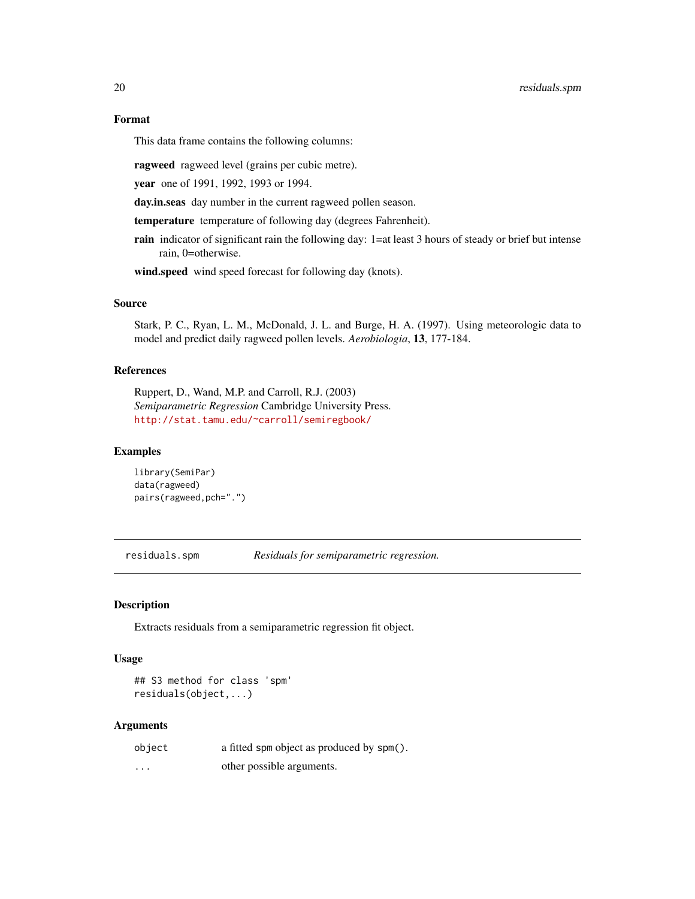### Format

This data frame contains the following columns:

**ragweed** ragweed level (grains per cubic metre).

**year** one of 1991, 1992, 1993 or 1994.

**day.in.seas** day number in the current ragweed pollen season.

**temperature** temperature of following day (degrees Fahrenheit).

**rain** indicator of significant rain the following day: 1=at least 3 hours of steady or brief but intense rain, 0=otherwise.

**wind.speed** wind speed forecast for following day (knots).

### Source

Stark, P. C., Ryan, L. M., McDonald, J. L. and Burge, H. A. (1997). Using meteorologic data to model and predict daily ragweed pollen levels. *Aerobiologia*, **13**, 177-184.

### References

Ruppert, D., Wand, M.P. and Carroll, R.J. (2003)
*Semiparametric Regression* Cambridge University Press.
http://stat.tamu.edu/~carroll/semiregbook/

### Examples

```
library(SemiPar)
data(ragweed)
pairs(ragweed,pch=".")
```

---

## residuals.spm *Residuals for semiparametric regression.*

---

### Description

Extracts residuals from a semiparametric regression fit object.

### Usage

```
## S3 method for class 'spm'
residuals(object,...)
```

### Arguments

| | |
|---|---|
| object | a fitted spm object as produced by spm(). |
| ... | other possible arguments. |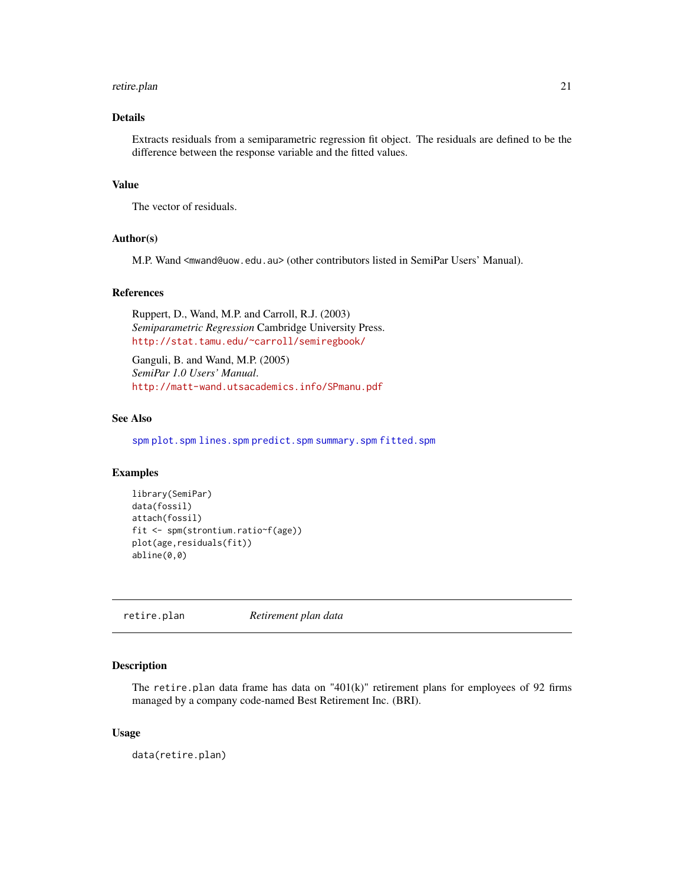### Details

Extracts residuals from a semiparametric regression fit object. The residuals are defined to be the difference between the response variable and the fitted values.

### Value

The vector of residuals.

### Author(s)

M.P. Wand <mwand@uow.edu.au> (other contributors listed in SemiPar Users' Manual).

### References

Ruppert, D., Wand, M.P. and Carroll, R.J. (2003)
*Semiparametric Regression* Cambridge University Press.
http://stat.tamu.edu/~carroll/semiregbook/

Ganguli, B. and Wand, M.P. (2005)
*SemiPar 1.0 Users' Manual*.
http://matt-wand.utsacademics.info/SPmanu.pdf

### See Also

spm plot.spm lines.spm predict.spm summary.spm fitted.spm

### Examples

```
library(SemiPar)
data(fossil)
attach(fossil)
fit <- spm(strontium.ratio~f(age))
plot(age,residuals(fit))
abline(0,0)
```

---

## retire.plan — *Retirement plan data*

---

### Description

The retire.plan data frame has data on "401(k)" retirement plans for employees of 92 firms managed by a company code-named Best Retirement Inc. (BRI).

### Usage

```
data(retire.plan)
```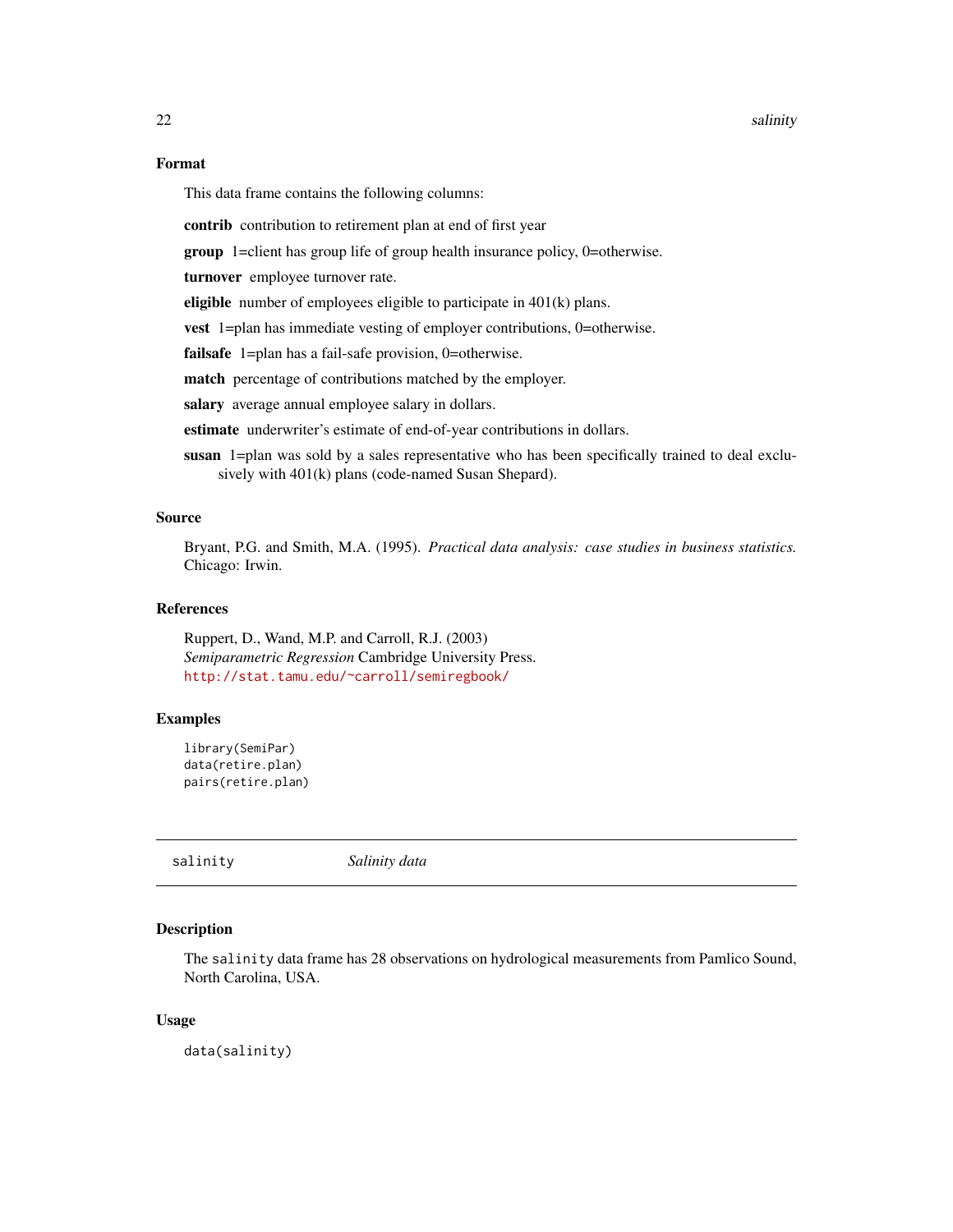### Format

This data frame contains the following columns:

**contrib** contribution to retirement plan at end of first year

**group** 1=client has group life of group health insurance policy, 0=otherwise.

**turnover** employee turnover rate.

**eligible** number of employees eligible to participate in 401(k) plans.

**vest** 1=plan has immediate vesting of employer contributions, 0=otherwise.

**failsafe** 1=plan has a fail-safe provision, 0=otherwise.

**match** percentage of contributions matched by the employer.

**salary** average annual employee salary in dollars.

**estimate** underwriter's estimate of end-of-year contributions in dollars.

**susan** 1=plan was sold by a sales representative who has been specifically trained to deal exclusively with 401(k) plans (code-named Susan Shepard).

### Source

Bryant, P.G. and Smith, M.A. (1995). *Practical data analysis: case studies in business statistics.* Chicago: Irwin.

### References

Ruppert, D., Wand, M.P. and Carroll, R.J. (2003)
*Semiparametric Regression* Cambridge University Press.
http://stat.tamu.edu/~carroll/semiregbook/

### Examples

```
library(SemiPar)
data(retire.plan)
pairs(retire.plan)
```

---

## salinity *Salinity data*

### Description

The salinity data frame has 28 observations on hydrological measurements from Pamlico Sound, North Carolina, USA.

### Usage

```
data(salinity)
```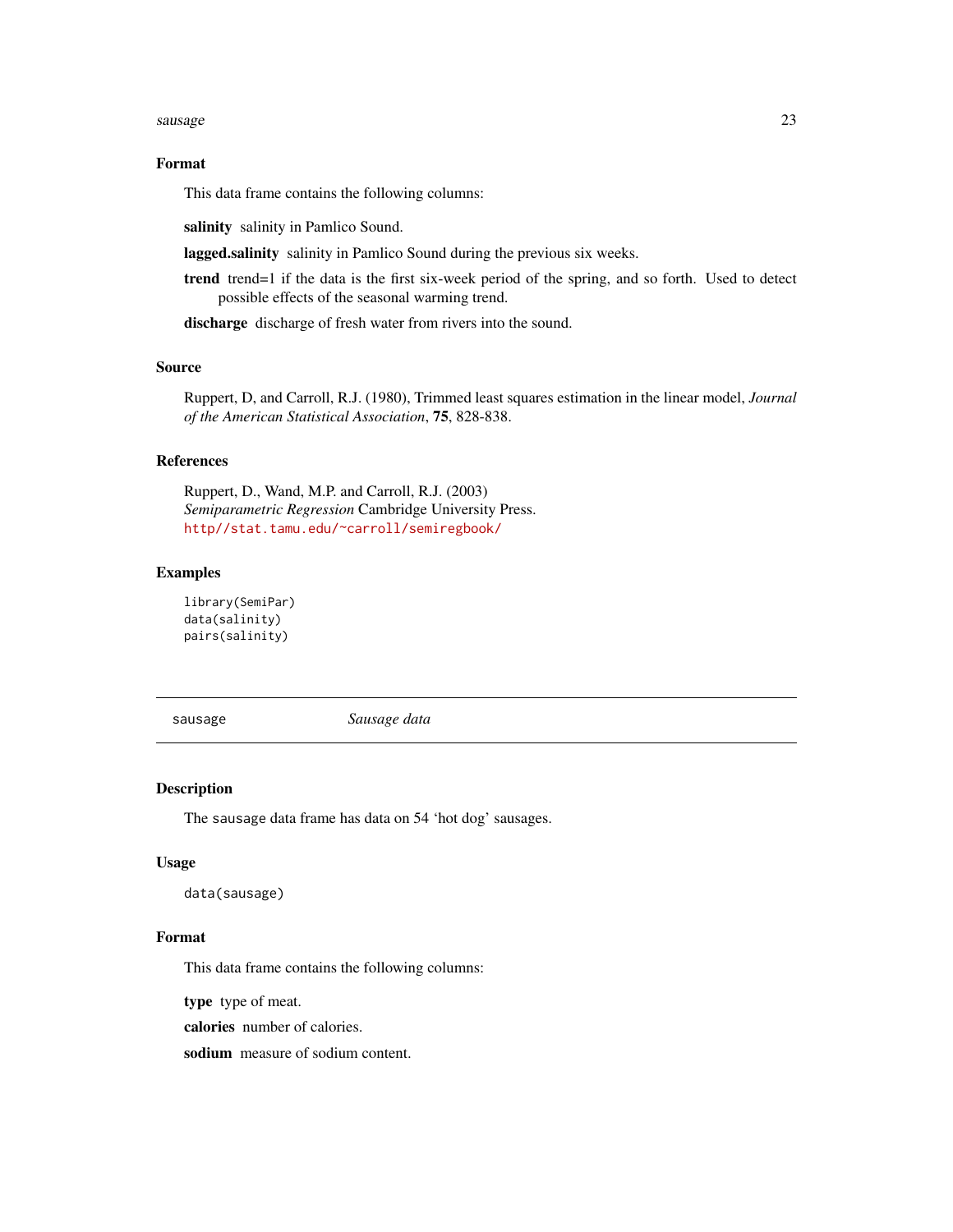### Format

This data frame contains the following columns:

**salinity** salinity in Pamlico Sound.

**lagged.salinity** salinity in Pamlico Sound during the previous six weeks.

**trend** trend=1 if the data is the first six-week period of the spring, and so forth. Used to detect possible effects of the seasonal warming trend.

**discharge** discharge of fresh water from rivers into the sound.

### Source

Ruppert, D, and Carroll, R.J. (1980), Trimmed least squares estimation in the linear model, *Journal of the American Statistical Association*, **75**, 828-838.

### References

Ruppert, D., Wand, M.P. and Carroll, R.J. (2003)
*Semiparametric Regression* Cambridge University Press.
http//stat.tamu.edu/~carroll/semiregbook/

### Examples

```
library(SemiPar)
data(salinity)
pairs(salinity)
```

---

## sausage — *Sausage data*

---

### Description

The sausage data frame has data on 54 'hot dog' sausages.

### Usage

```
data(sausage)
```

### Format

This data frame contains the following columns:

**type** type of meat.

**calories** number of calories.

**sodium** measure of sodium content.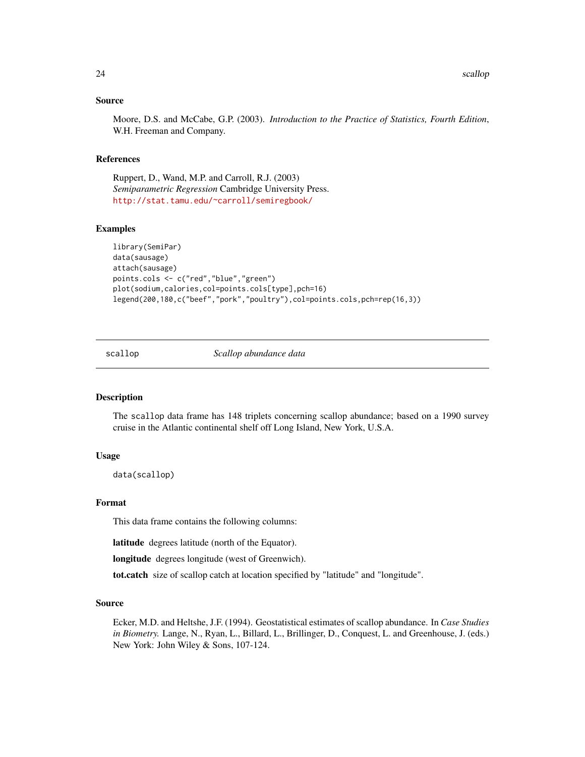### Source

Moore, D.S. and McCabe, G.P. (2003). *Introduction to the Practice of Statistics, Fourth Edition*, W.H. Freeman and Company.

### References

Ruppert, D., Wand, M.P. and Carroll, R.J. (2003)
*Semiparametric Regression* Cambridge University Press.
http://stat.tamu.edu/~carroll/semiregbook/

### Examples

```
library(SemiPar)
data(sausage)
attach(sausage)
points.cols <- c("red","blue","green")
plot(sodium,calories,col=points.cols[type],pch=16)
legend(200,180,c("beef","pork","poultry"),col=points.cols,pch=rep(16,3))
```

---

## scallop *Scallop abundance data*

---

### Description

The scallop data frame has 148 triplets concerning scallop abundance; based on a 1990 survey cruise in the Atlantic continental shelf off Long Island, New York, U.S.A.

### Usage

```
data(scallop)
```

### Format

This data frame contains the following columns:

**latitude** degrees latitude (north of the Equator).

**longitude** degrees longitude (west of Greenwich).

**tot.catch** size of scallop catch at location specified by "latitude" and "longitude".

### Source

Ecker, M.D. and Heltshe, J.F. (1994). Geostatistical estimates of scallop abundance. In *Case Studies in Biometry.* Lange, N., Ryan, L., Billard, L., Brillinger, D., Conquest, L. and Greenhouse, J. (eds.) New York: John Wiley & Sons, 107-124.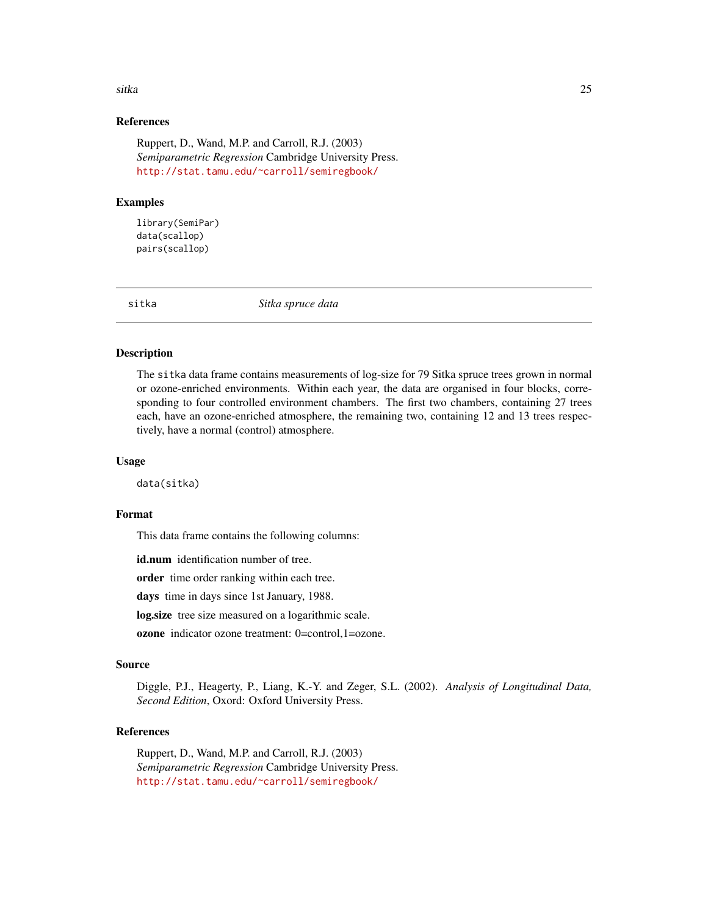### References

Ruppert, D., Wand, M.P. and Carroll, R.J. (2003)
*Semiparametric Regression* Cambridge University Press.
http://stat.tamu.edu/~carroll/semiregbook/

### Examples

```
library(SemiPar)
data(scallop)
pairs(scallop)
```

---

## sitka *Sitka spruce data*

---

### Description

The sitka data frame contains measurements of log-size for 79 Sitka spruce trees grown in normal or ozone-enriched environments. Within each year, the data are organised in four blocks, corresponding to four controlled environment chambers. The first two chambers, containing 27 trees each, have an ozone-enriched atmosphere, the remaining two, containing 12 and 13 trees respectively, have a normal (control) atmosphere.

### Usage

```
data(sitka)
```

### Format

This data frame contains the following columns:

**id.num** identification number of tree.

**order** time order ranking within each tree.

**days** time in days since 1st January, 1988.

**log.size** tree size measured on a logarithmic scale.

**ozone** indicator ozone treatment: 0=control,1=ozone.

### Source

Diggle, P.J., Heagerty, P., Liang, K.-Y. and Zeger, S.L. (2002). *Analysis of Longitudinal Data, Second Edition*, Oxord: Oxford University Press.

### References

Ruppert, D., Wand, M.P. and Carroll, R.J. (2003)
*Semiparametric Regression* Cambridge University Press.
http://stat.tamu.edu/~carroll/semiregbook/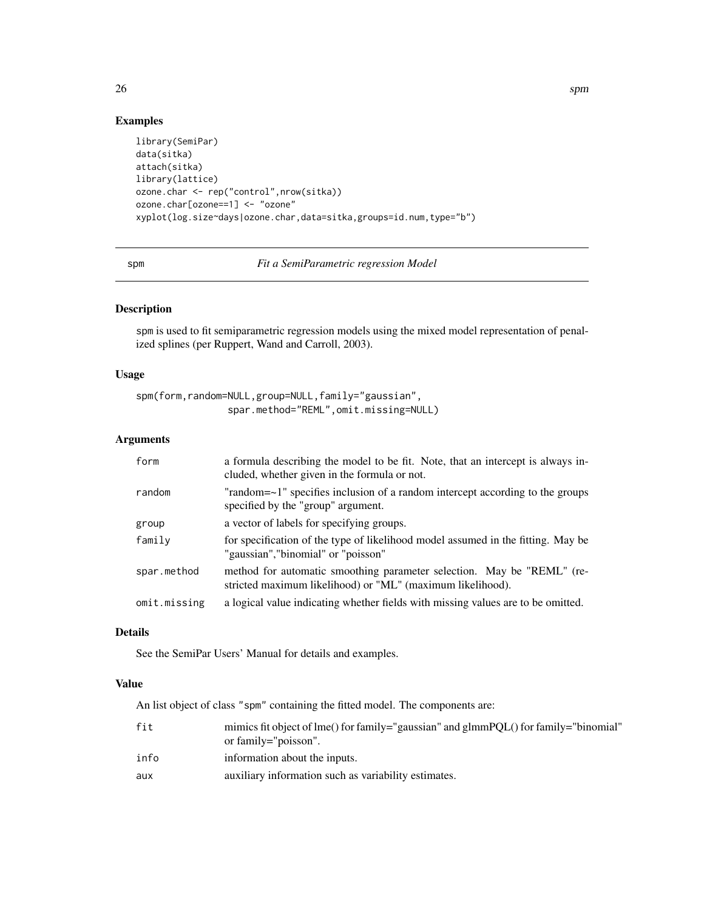## Examples

```
library(SemiPar)
data(sitka)
attach(sitka)
library(lattice)
ozone.char <- rep("control",nrow(sitka))
ozone.char[ozone==1] <- "ozone"
xyplot(log.size~days|ozone.char,data=sitka,groups=id.num,type="b")
```

---

# spm — *Fit a SemiParametric regression Model*

---

### Description

spm is used to fit semiparametric regression models using the mixed model representation of penalized splines (per Ruppert, Wand and Carroll, 2003).

### Usage

```
spm(form,random=NULL,group=NULL,family="gaussian",
               spar.method="REML",omit.missing=NULL)
```

### Arguments

| | |
|---|---|
| form | a formula describing the model to be fit. Note, that an intercept is always included, whether given in the formula or not. |
| random | "random=~1" specifies inclusion of a random intercept according to the groups specified by the "group" argument. |
| group | a vector of labels for specifying groups. |
| family | for specification of the type of likelihood model assumed in the fitting. May be "gaussian","binomial" or "poisson" |
| spar.method | method for automatic smoothing parameter selection. May be "REML" (restricted maximum likelihood) or "ML" (maximum likelihood). |
| omit.missing | a logical value indicating whether fields with missing values are to be omitted. |

### Details

See the SemiPar Users' Manual for details and examples.

### Value

An list object of class "spm" containing the fitted model. The components are:

| | |
|---|---|
| fit | mimics fit object of lme() for family="gaussian" and glmmPQL() for family="binomial" or family="poisson". |
| info | information about the inputs. |
| aux | auxiliary information such as variability estimates. |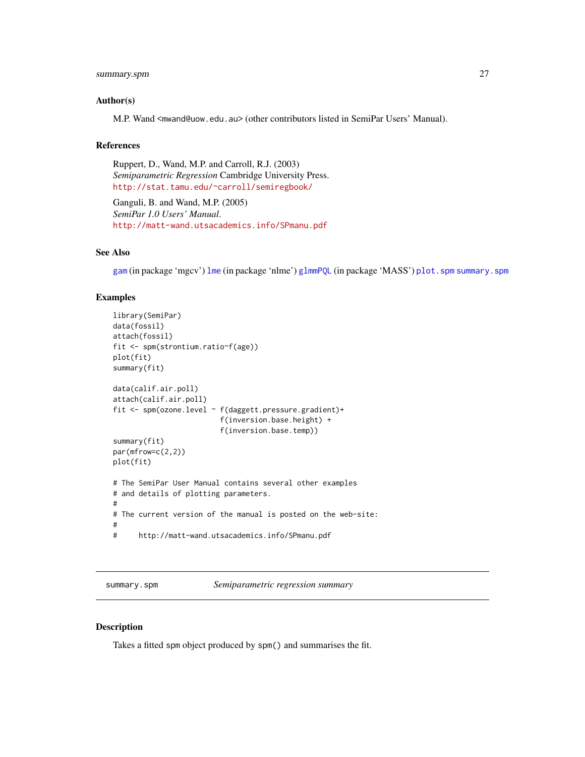### Author(s)

M.P. Wand <mwand@uow.edu.au> (other contributors listed in SemiPar Users' Manual).

### References

Ruppert, D., Wand, M.P. and Carroll, R.J. (2003)
*Semiparametric Regression* Cambridge University Press.
http://stat.tamu.edu/~carroll/semiregbook/

Ganguli, B. and Wand, M.P. (2005)
*SemiPar 1.0 Users' Manual*.
http://matt-wand.utsacademics.info/SPmanu.pdf

### See Also

gam (in package 'mgcv') lme (in package 'nlme') glmmPQL (in package 'MASS') plot.spm summary.spm

### Examples

```
library(SemiPar)
data(fossil)
attach(fossil)
fit <- spm(strontium.ratio~f(age))
plot(fit)
summary(fit)

data(calif.air.poll)
attach(calif.air.poll)
fit <- spm(ozone.level ~ f(daggett.pressure.gradient)+
                         f(inversion.base.height) +
                         f(inversion.base.temp))
summary(fit)
par(mfrow=c(2,2))
plot(fit)

# The SemiPar User Manual contains several other examples
# and details of plotting parameters.
#
# The current version of the manual is posted on the web-site:
#
#     http://matt-wand.utsacademics.info/SPmanu.pdf
```

---

## summary.spm *Semiparametric regression summary*

---

### Description

Takes a fitted spm object produced by spm() and summarises the fit.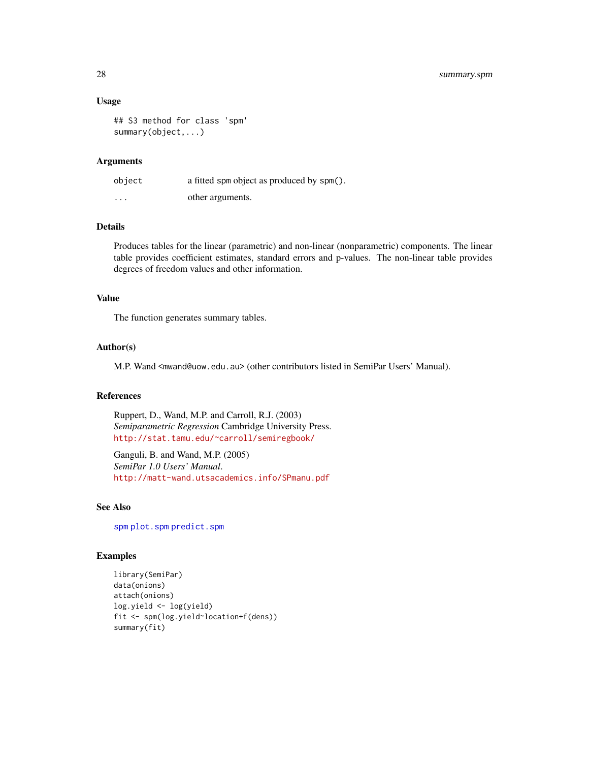### Usage

```
## S3 method for class 'spm'
summary(object,...)
```

### Arguments

| | |
|---|---|
| `object` | a fitted `spm` object as produced by `spm()`. |
| `...` | other arguments. |

### Details

Produces tables for the linear (parametric) and non-linear (nonparametric) components. The linear table provides coefficient estimates, standard errors and p-values. The non-linear table provides degrees of freedom values and other information.

### Value

The function generates summary tables.

### Author(s)

M.P. Wand <`mwand@uow.edu.au`> (other contributors listed in SemiPar Users' Manual).

### References

Ruppert, D., Wand, M.P. and Carroll, R.J. (2003)
*Semiparametric Regression* Cambridge University Press.
http://stat.tamu.edu/~carroll/semiregbook/

Ganguli, B. and Wand, M.P. (2005)
*SemiPar 1.0 Users' Manual*.
http://matt-wand.utsacademics.info/SPmanu.pdf

### See Also

`spm` `plot.spm` `predict.spm`

### Examples

```
library(SemiPar)
data(onions)
attach(onions)
log.yield <- log(yield)
fit <- spm(log.yield~location+f(dens))
summary(fit)
```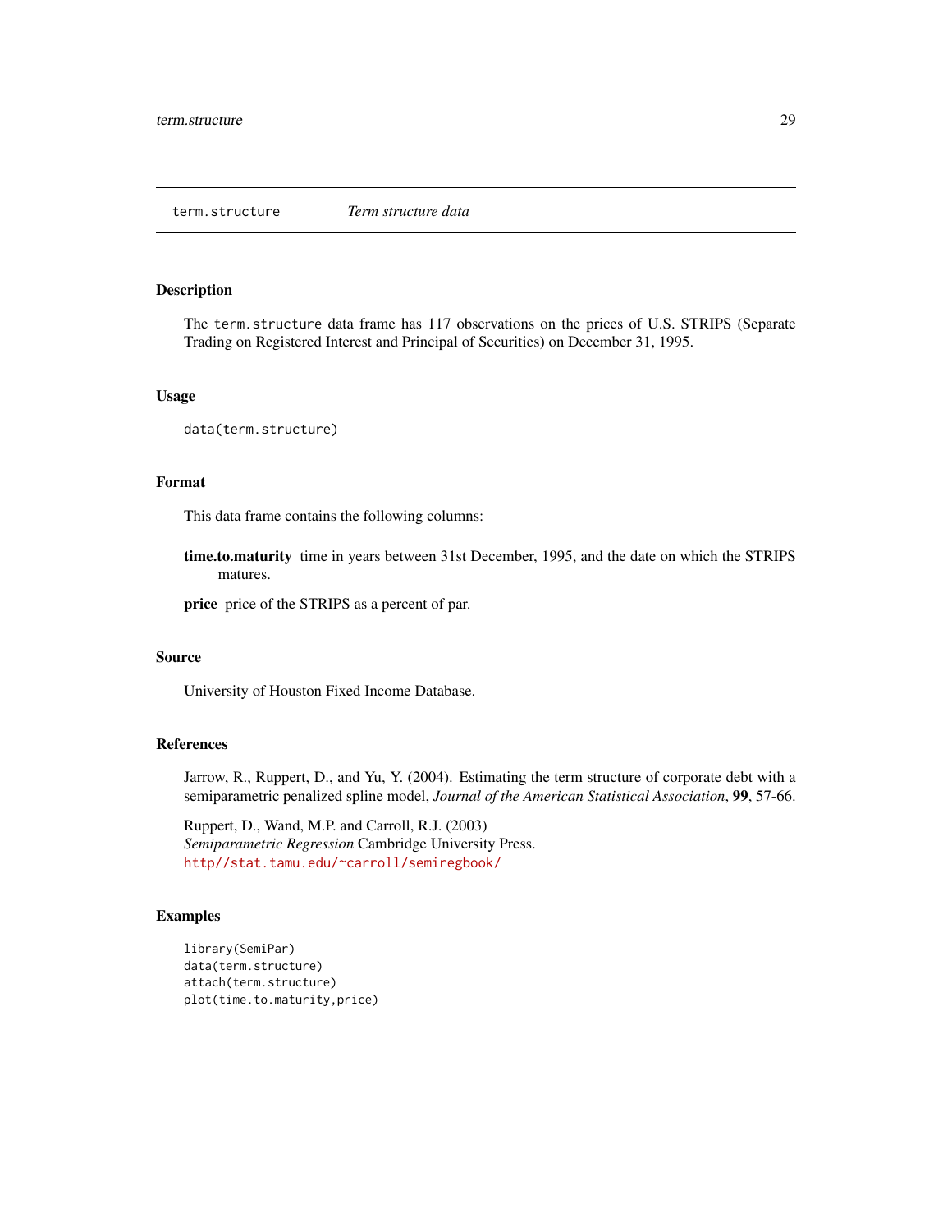`term.structure` *Term structure data*

### Description

The `term.structure` data frame has 117 observations on the prices of U.S. STRIPS (Separate Trading on Registered Interest and Principal of Securities) on December 31, 1995.

### Usage

```
data(term.structure)
```

### Format

This data frame contains the following columns:

**time.to.maturity** time in years between 31st December, 1995, and the date on which the STRIPS matures.

**price** price of the STRIPS as a percent of par.

### Source

University of Houston Fixed Income Database.

### References

Jarrow, R., Ruppert, D., and Yu, Y. (2004). Estimating the term structure of corporate debt with a semiparametric penalized spline model, *Journal of the American Statistical Association*, **99**, 57-66.

Ruppert, D., Wand, M.P. and Carroll, R.J. (2003)
*Semiparametric Regression* Cambridge University Press.
http//stat.tamu.edu/~carroll/semiregbook/

### Examples

```
library(SemiPar)
data(term.structure)
attach(term.structure)
plot(time.to.maturity,price)
```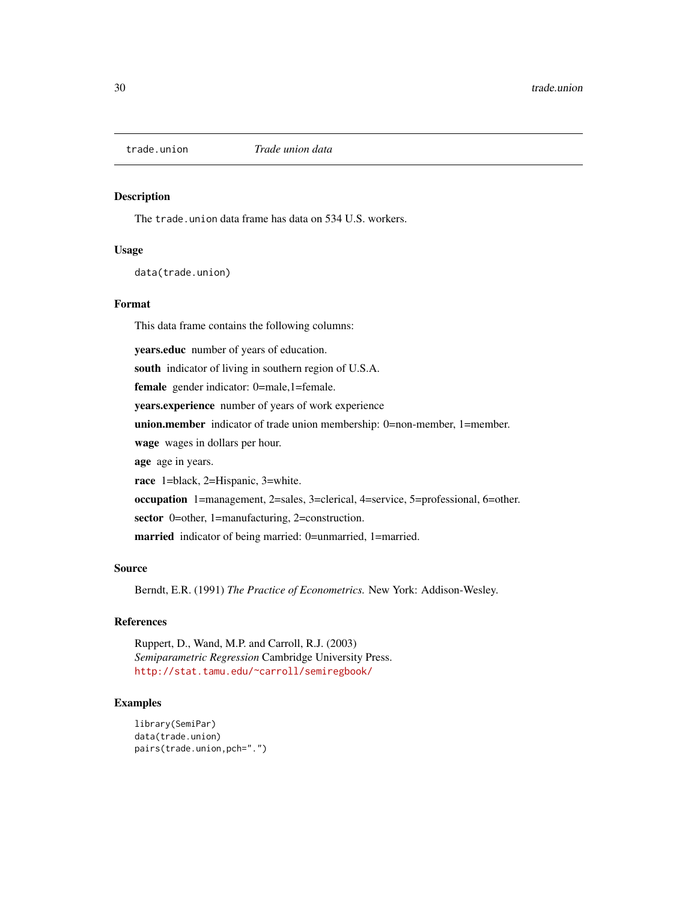## trade.union *Trade union data*

### Description

The `trade.union` data frame has data on 534 U.S. workers.

### Usage

```
data(trade.union)
```

### Format

This data frame contains the following columns:

**years.educ** number of years of education.

**south** indicator of living in southern region of U.S.A.

**female** gender indicator: 0=male,1=female.

**years.experience** number of years of work experience

**union.member** indicator of trade union membership: 0=non-member, 1=member.

**wage** wages in dollars per hour.

**age** age in years.

**race** 1=black, 2=Hispanic, 3=white.

**occupation** 1=management, 2=sales, 3=clerical, 4=service, 5=professional, 6=other.

**sector** 0=other, 1=manufacturing, 2=construction.

**married** indicator of being married: 0=unmarried, 1=married.

### Source

Berndt, E.R. (1991) *The Practice of Econometrics.* New York: Addison-Wesley.

### References

Ruppert, D., Wand, M.P. and Carroll, R.J. (2003)
*Semiparametric Regression* Cambridge University Press.
http://stat.tamu.edu/~carroll/semiregbook/

### Examples

```
library(SemiPar)
data(trade.union)
pairs(trade.union,pch=".")
```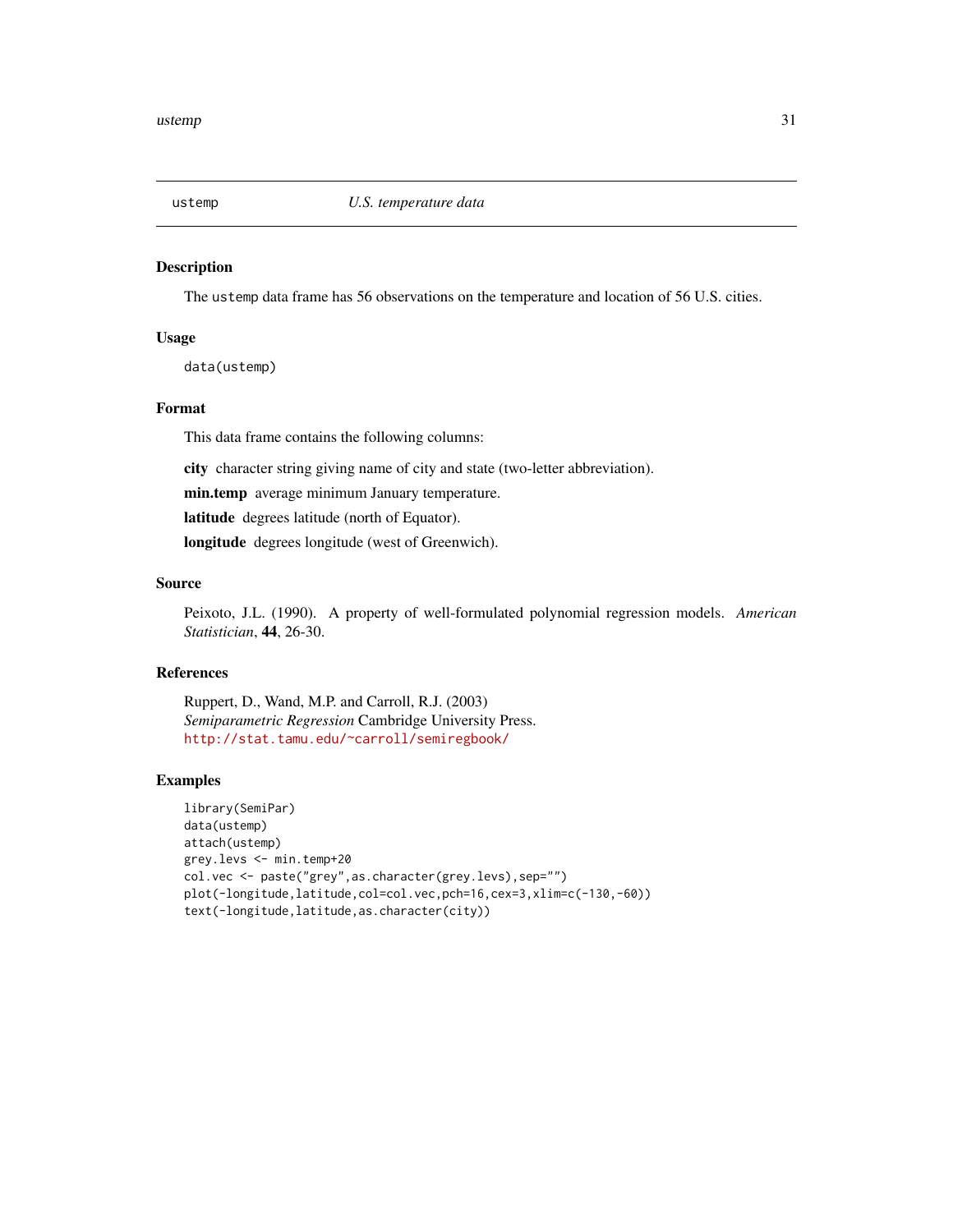# ustemp — *U.S. temperature data*

## Description

The `ustemp` data frame has 56 observations on the temperature and location of 56 U.S. cities.

## Usage

```
data(ustemp)
```

## Format

This data frame contains the following columns:

**city** character string giving name of city and state (two-letter abbreviation).

**min.temp** average minimum January temperature.

**latitude** degrees latitude (north of Equator).

**longitude** degrees longitude (west of Greenwich).

## Source

Peixoto, J.L. (1990). A property of well-formulated polynomial regression models. *American Statistician*, **44**, 26-30.

## References

Ruppert, D., Wand, M.P. and Carroll, R.J. (2003)
*Semiparametric Regression* Cambridge University Press.
http://stat.tamu.edu/~carroll/semiregbook/

## Examples

```
library(SemiPar)
data(ustemp)
attach(ustemp)
grey.levs <- min.temp+20
col.vec <- paste("grey",as.character(grey.levs),sep="")
plot(-longitude,latitude,col=col.vec,pch=16,cex=3,xlim=c(-130,-60))
text(-longitude,latitude,as.character(city))
```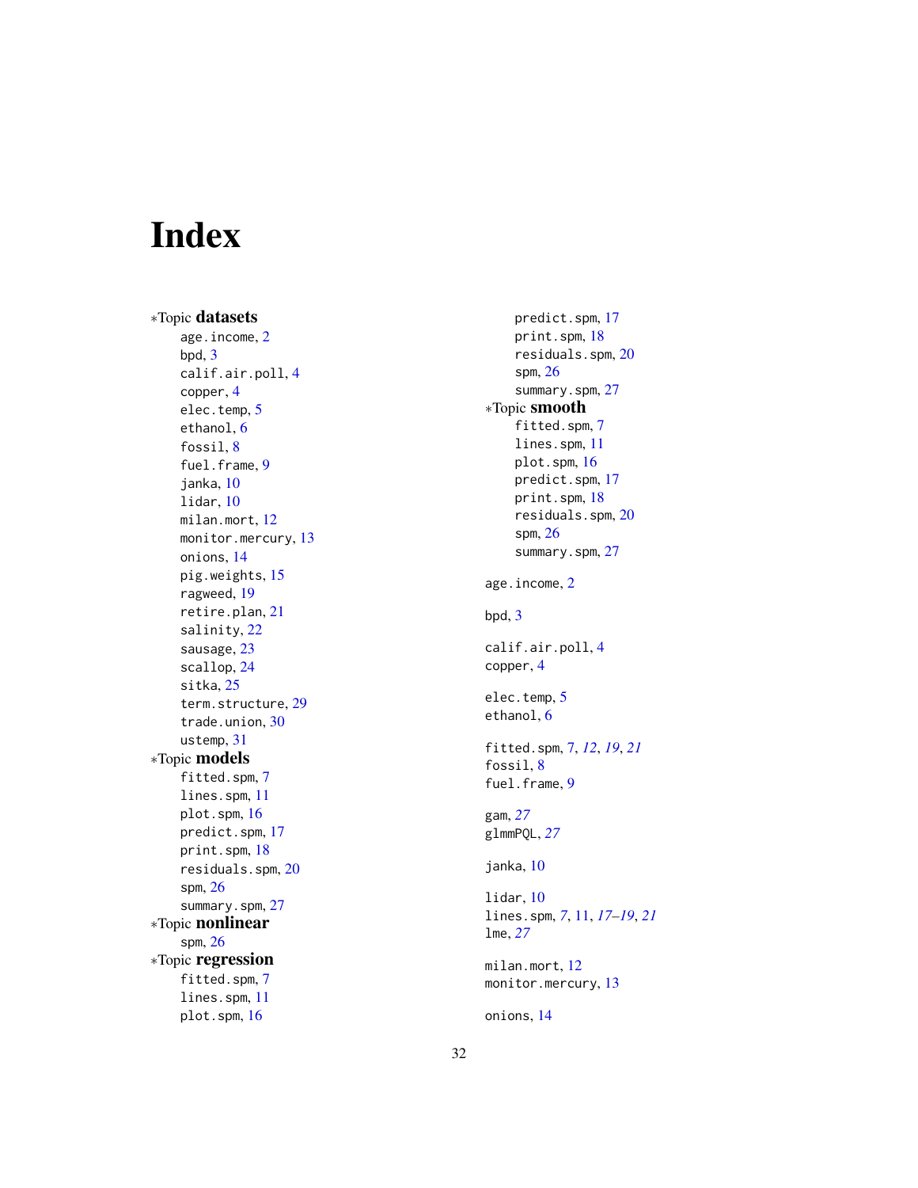# Index

*Topic **datasets**
- age.income, 2
- bpd, 3
- calif.air.poll, 4
- copper, 4
- elec.temp, 5
- ethanol, 6
- fossil, 8
- fuel.frame, 9
- janka, 10
- lidar, 10
- milan.mort, 12
- monitor.mercury, 13
- onions, 14
- pig.weights, 15
- ragweed, 19
- retire.plan, 21
- salinity, 22
- sausage, 23
- scallop, 24
- sitka, 25
- term.structure, 29
- trade.union, 30
- ustemp, 31

*Topic **models**
- fitted.spm, 7
- lines.spm, 11
- plot.spm, 16
- predict.spm, 17
- print.spm, 18
- residuals.spm, 20
- spm, 26
- summary.spm, 27

*Topic **nonlinear**
- spm, 26

*Topic **regression**
- fitted.spm, 7
- lines.spm, 11
- plot.spm, 16
- predict.spm, 17
- print.spm, 18
- residuals.spm, 20
- spm, 26
- summary.spm, 27

*Topic **smooth**
- fitted.spm, 7
- lines.spm, 11
- plot.spm, 16
- predict.spm, 17
- print.spm, 18
- residuals.spm, 20
- spm, 26
- summary.spm, 27

age.income, 2

bpd, 3

calif.air.poll, 4
copper, 4

elec.temp, 5
ethanol, 6

fitted.spm, 7, *12*, *19*, *21*
fossil, 8
fuel.frame, 9

gam, *27*
glmmPQL, *27*

janka, 10

lidar, 10
lines.spm, *7*, 11, *17–19*, *21*
lme, *27*

milan.mort, 12
monitor.mercury, 13

onions, 14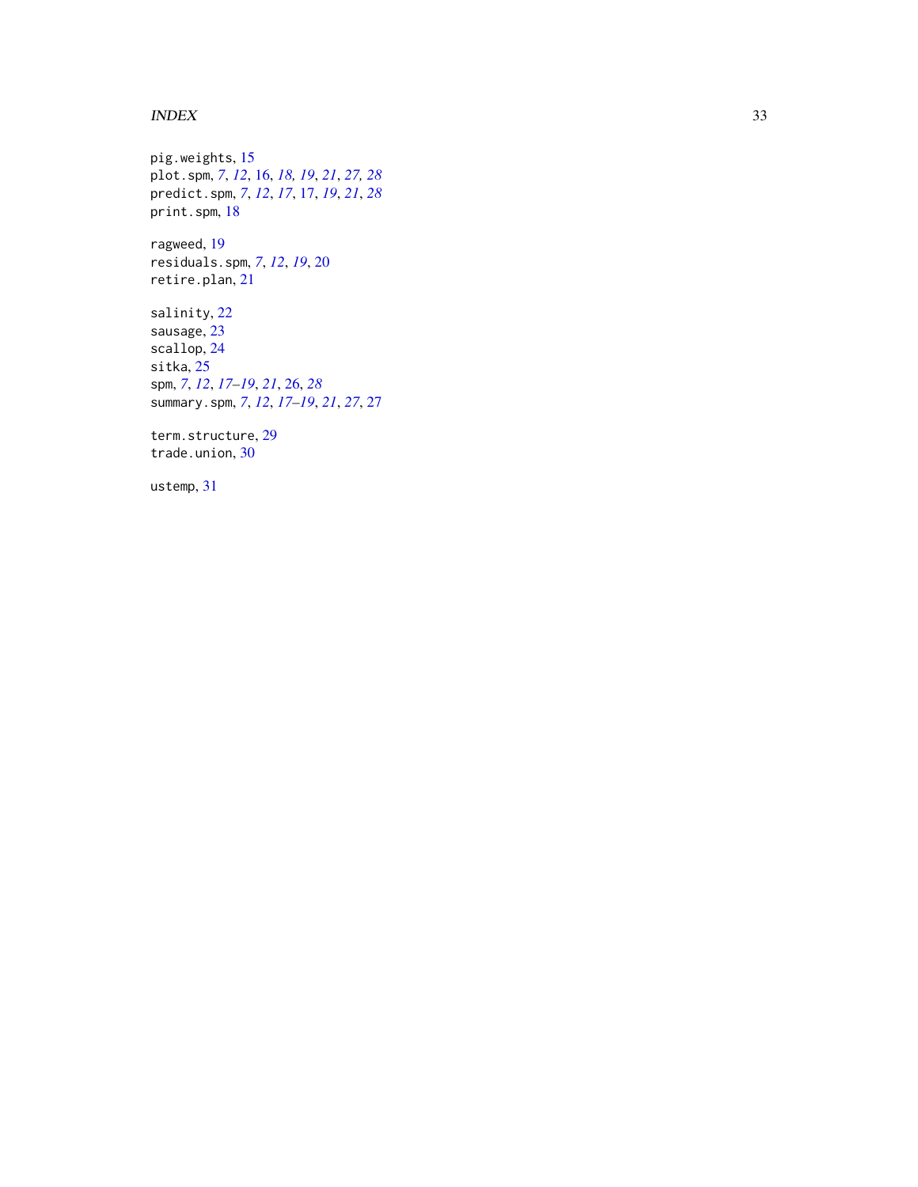pig.weights, 15
plot.spm, *7*, *12*, 16, *18, 19*, *21*, *27, 28*
predict.spm, *7*, *12*, *17*, 17, *19*, *21*, *28*
print.spm, 18

ragweed, 19
residuals.spm, *7*, *12*, *19*, 20
retire.plan, 21

salinity, 22
sausage, 23
scallop, 24
sitka, 25
spm, *7*, *12*, *17–19*, *21*, 26, *28*
summary.spm, *7*, *12*, *17–19*, *21*, *27*, 27

term.structure, 29
trade.union, 30

ustemp, 31